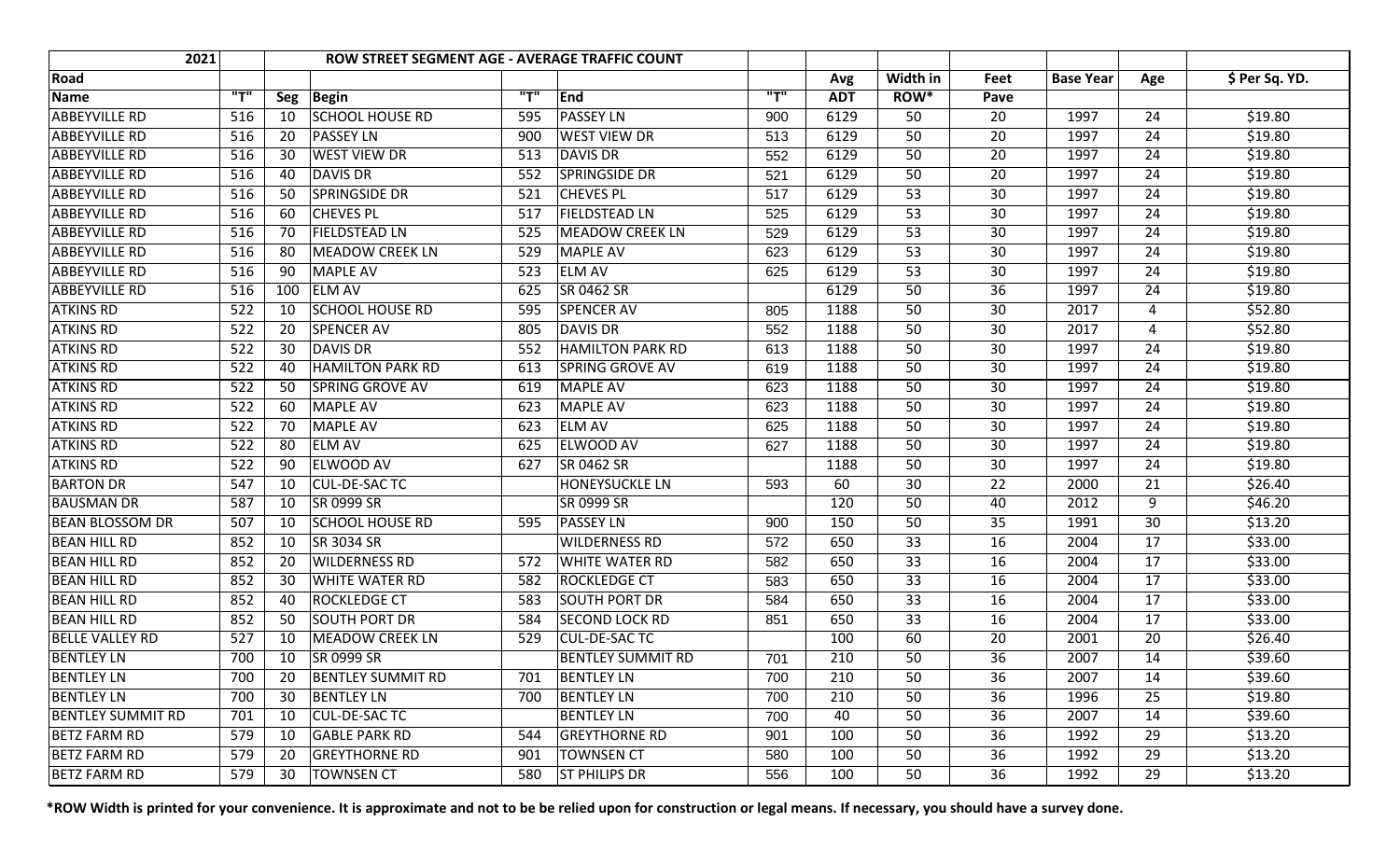| 2021 | | | ROW STREET SEGMENT AGE - AVERAGE TRAFFIC COUNT | | | | | | | | | |
|---|---|---|---|---|---|---|---|---|---|---|---|---|
| Road | | | | | | | Avg | Width in | Feet | Base Year | Age | $ Per Sq. YD. |
| Name | "T" | Seg | Begin | "T" | End | "T" | ADT | ROW* | Pave | | | |
| ABBEYVILLE RD | 516 | 10 | SCHOOL HOUSE RD | 595 | PASSEY LN | 900 | 6129 | 50 | 20 | 1997 | 24 | $19.80 |
| ABBEYVILLE RD | 516 | 20 | PASSEY LN | 900 | WEST VIEW DR | 513 | 6129 | 50 | 20 | 1997 | 24 | $19.80 |
| ABBEYVILLE RD | 516 | 30 | WEST VIEW DR | 513 | DAVIS DR | 552 | 6129 | 50 | 20 | 1997 | 24 | $19.80 |
| ABBEYVILLE RD | 516 | 40 | DAVIS DR | 552 | SPRINGSIDE DR | 521 | 6129 | 50 | 20 | 1997 | 24 | $19.80 |
| ABBEYVILLE RD | 516 | 50 | SPRINGSIDE DR | 521 | CHEVES PL | 517 | 6129 | 53 | 30 | 1997 | 24 | $19.80 |
| ABBEYVILLE RD | 516 | 60 | CHEVES PL | 517 | FIELDSTEAD LN | 525 | 6129 | 53 | 30 | 1997 | 24 | $19.80 |
| ABBEYVILLE RD | 516 | 70 | FIELDSTEAD LN | 525 | MEADOW CREEK LN | 529 | 6129 | 53 | 30 | 1997 | 24 | $19.80 |
| ABBEYVILLE RD | 516 | 80 | MEADOW CREEK LN | 529 | MAPLE AV | 623 | 6129 | 53 | 30 | 1997 | 24 | $19.80 |
| ABBEYVILLE RD | 516 | 90 | MAPLE AV | 523 | ELM AV | 625 | 6129 | 53 | 30 | 1997 | 24 | $19.80 |
| ABBEYVILLE RD | 516 | 100 | ELM AV | 625 | SR 0462 SR | | 6129 | 50 | 36 | 1997 | 24 | $19.80 |
| ATKINS RD | 522 | 10 | SCHOOL HOUSE RD | 595 | SPENCER AV | 805 | 1188 | 50 | 30 | 2017 | 4 | $52.80 |
| ATKINS RD | 522 | 20 | SPENCER AV | 805 | DAVIS DR | 552 | 1188 | 50 | 30 | 2017 | 4 | $52.80 |
| ATKINS RD | 522 | 30 | DAVIS DR | 552 | HAMILTON PARK RD | 613 | 1188 | 50 | 30 | 1997 | 24 | $19.80 |
| ATKINS RD | 522 | 40 | HAMILTON PARK RD | 613 | SPRING GROVE AV | 619 | 1188 | 50 | 30 | 1997 | 24 | $19.80 |
| ATKINS RD | 522 | 50 | SPRING GROVE AV | 619 | MAPLE AV | 623 | 1188 | 50 | 30 | 1997 | 24 | $19.80 |
| ATKINS RD | 522 | 60 | MAPLE AV | 623 | MAPLE AV | 623 | 1188 | 50 | 30 | 1997 | 24 | $19.80 |
| ATKINS RD | 522 | 70 | MAPLE AV | 623 | ELM AV | 625 | 1188 | 50 | 30 | 1997 | 24 | $19.80 |
| ATKINS RD | 522 | 80 | ELM AV | 625 | ELWOOD AV | 627 | 1188 | 50 | 30 | 1997 | 24 | $19.80 |
| ATKINS RD | 522 | 90 | ELWOOD AV | 627 | SR 0462 SR | | 1188 | 50 | 30 | 1997 | 24 | $19.80 |
| BARTON DR | 547 | 10 | CUL-DE-SAC TC | | HONEYSUCKLE LN | 593 | 60 | 30 | 22 | 2000 | 21 | $26.40 |
| BAUSMAN DR | 587 | 10 | SR 0999 SR | | SR 0999 SR | | 120 | 50 | 40 | 2012 | 9 | $46.20 |
| BEAN BLOSSOM DR | 507 | 10 | SCHOOL HOUSE RD | 595 | PASSEY LN | 900 | 150 | 50 | 35 | 1991 | 30 | $13.20 |
| BEAN HILL RD | 852 | 10 | SR 3034 SR | | WILDERNESS RD | 572 | 650 | 33 | 16 | 2004 | 17 | $33.00 |
| BEAN HILL RD | 852 | 20 | WILDERNESS RD | 572 | WHITE WATER RD | 582 | 650 | 33 | 16 | 2004 | 17 | $33.00 |
| BEAN HILL RD | 852 | 30 | WHITE WATER RD | 582 | ROCKLEDGE CT | 583 | 650 | 33 | 16 | 2004 | 17 | $33.00 |
| BEAN HILL RD | 852 | 40 | ROCKLEDGE CT | 583 | SOUTH PORT DR | 584 | 650 | 33 | 16 | 2004 | 17 | $33.00 |
| BEAN HILL RD | 852 | 50 | SOUTH PORT DR | 584 | SECOND LOCK RD | 851 | 650 | 33 | 16 | 2004 | 17 | $33.00 |
| BELLE VALLEY RD | 527 | 10 | MEADOW CREEK LN | 529 | CUL-DE-SAC TC | | 100 | 60 | 20 | 2001 | 20 | $26.40 |
| BENTLEY LN | 700 | 10 | SR 0999 SR | | BENTLEY SUMMIT RD | 701 | 210 | 50 | 36 | 2007 | 14 | $39.60 |
| BENTLEY LN | 700 | 20 | BENTLEY SUMMIT RD | 701 | BENTLEY LN | 700 | 210 | 50 | 36 | 2007 | 14 | $39.60 |
| BENTLEY LN | 700 | 30 | BENTLEY LN | 700 | BENTLEY LN | 700 | 210 | 50 | 36 | 1996 | 25 | $19.80 |
| BENTLEY SUMMIT RD | 701 | 10 | CUL-DE-SAC TC | | BENTLEY LN | 700 | 40 | 50 | 36 | 2007 | 14 | $39.60 |
| BETZ FARM RD | 579 | 10 | GABLE PARK RD | 544 | GREYTHORNE RD | 901 | 100 | 50 | 36 | 1992 | 29 | $13.20 |
| BETZ FARM RD | 579 | 20 | GREYTHORNE RD | 901 | TOWNSEN CT | 580 | 100 | 50 | 36 | 1992 | 29 | $13.20 |
| BETZ FARM RD | 579 | 30 | TOWNSEN CT | 580 | ST PHILIPS DR | 556 | 100 | 50 | 36 | 1992 | 29 | $13.20 |

**\*ROW Width is printed for your convenience. It is approximate and not to be be relied upon for construction or legal means. If necessary, you should have a survey done.**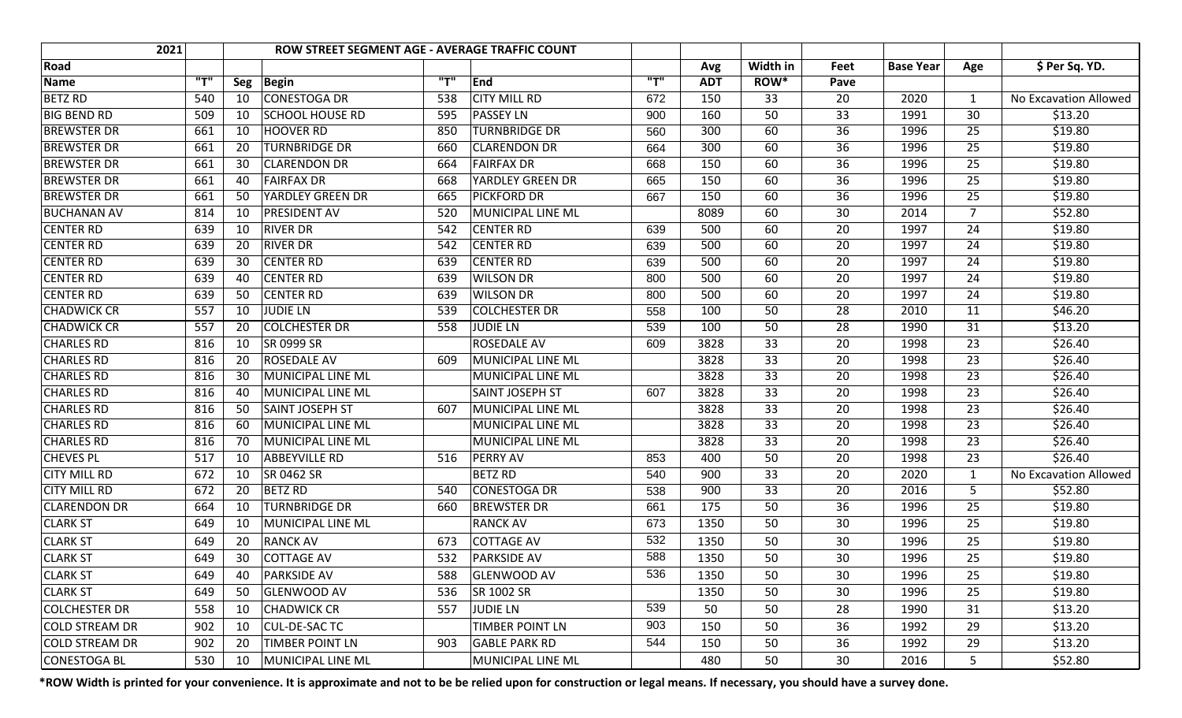| 2021 | | | ROW STREET SEGMENT AGE - AVERAGE TRAFFIC COUNT | | | | | | | | | |
|---|---|---|---|---|---|---|---|---|---|---|---|---|
| Road | | | | | | | Avg | Width in | Feet | Base Year | Age | $ Per Sq. YD. |
| Name | "T" | Seg | Begin | "T" | End | "T" | ADT | ROW* | Pave | | | |
| BETZ RD | 540 | 10 | CONESTOGA DR | 538 | CITY MILL RD | 672 | 150 | 33 | 20 | 2020 | 1 | No Excavation Allowed |
| BIG BEND RD | 509 | 10 | SCHOOL HOUSE RD | 595 | PASSEY LN | 900 | 160 | 50 | 33 | 1991 | 30 | $13.20 |
| BREWSTER DR | 661 | 10 | HOOVER RD | 850 | TURNBRIDGE DR | 560 | 300 | 60 | 36 | 1996 | 25 | $19.80 |
| BREWSTER DR | 661 | 20 | TURNBRIDGE DR | 660 | CLARENDON DR | 664 | 300 | 60 | 36 | 1996 | 25 | $19.80 |
| BREWSTER DR | 661 | 30 | CLARENDON DR | 664 | FAIRFAX DR | 668 | 150 | 60 | 36 | 1996 | 25 | $19.80 |
| BREWSTER DR | 661 | 40 | FAIRFAX DR | 668 | YARDLEY GREEN DR | 665 | 150 | 60 | 36 | 1996 | 25 | $19.80 |
| BREWSTER DR | 661 | 50 | YARDLEY GREEN DR | 665 | PICKFORD DR | 667 | 150 | 60 | 36 | 1996 | 25 | $19.80 |
| BUCHANAN AV | 814 | 10 | PRESIDENT AV | 520 | MUNICIPAL LINE ML | | 8089 | 60 | 30 | 2014 | 7 | $52.80 |
| CENTER RD | 639 | 10 | RIVER DR | 542 | CENTER RD | 639 | 500 | 60 | 20 | 1997 | 24 | $19.80 |
| CENTER RD | 639 | 20 | RIVER DR | 542 | CENTER RD | 639 | 500 | 60 | 20 | 1997 | 24 | $19.80 |
| CENTER RD | 639 | 30 | CENTER RD | 639 | CENTER RD | 639 | 500 | 60 | 20 | 1997 | 24 | $19.80 |
| CENTER RD | 639 | 40 | CENTER RD | 639 | WILSON DR | 800 | 500 | 60 | 20 | 1997 | 24 | $19.80 |
| CENTER RD | 639 | 50 | CENTER RD | 639 | WILSON DR | 800 | 500 | 60 | 20 | 1997 | 24 | $19.80 |
| CHADWICK CR | 557 | 10 | JUDIE LN | 539 | COLCHESTER DR | 558 | 100 | 50 | 28 | 2010 | 11 | $46.20 |
| CHADWICK CR | 557 | 20 | COLCHESTER DR | 558 | JUDIE LN | 539 | 100 | 50 | 28 | 1990 | 31 | $13.20 |
| CHARLES RD | 816 | 10 | SR 0999 SR | | ROSEDALE AV | 609 | 3828 | 33 | 20 | 1998 | 23 | $26.40 |
| CHARLES RD | 816 | 20 | ROSEDALE AV | 609 | MUNICIPAL LINE ML | | 3828 | 33 | 20 | 1998 | 23 | $26.40 |
| CHARLES RD | 816 | 30 | MUNICIPAL LINE ML | | MUNICIPAL LINE ML | | 3828 | 33 | 20 | 1998 | 23 | $26.40 |
| CHARLES RD | 816 | 40 | MUNICIPAL LINE ML | | SAINT JOSEPH ST | 607 | 3828 | 33 | 20 | 1998 | 23 | $26.40 |
| CHARLES RD | 816 | 50 | SAINT JOSEPH ST | 607 | MUNICIPAL LINE ML | | 3828 | 33 | 20 | 1998 | 23 | $26.40 |
| CHARLES RD | 816 | 60 | MUNICIPAL LINE ML | | MUNICIPAL LINE ML | | 3828 | 33 | 20 | 1998 | 23 | $26.40 |
| CHARLES RD | 816 | 70 | MUNICIPAL LINE ML | | MUNICIPAL LINE ML | | 3828 | 33 | 20 | 1998 | 23 | $26.40 |
| CHEVES PL | 517 | 10 | ABBEYVILLE RD | 516 | PERRY AV | 853 | 400 | 50 | 20 | 1998 | 23 | $26.40 |
| CITY MILL RD | 672 | 10 | SR 0462 SR | | BETZ RD | 540 | 900 | 33 | 20 | 2020 | 1 | No Excavation Allowed |
| CITY MILL RD | 672 | 20 | BETZ RD | 540 | CONESTOGA DR | 538 | 900 | 33 | 20 | 2016 | 5 | $52.80 |
| CLARENDON DR | 664 | 10 | TURNBRIDGE DR | 660 | BREWSTER DR | 661 | 175 | 50 | 36 | 1996 | 25 | $19.80 |
| CLARK ST | 649 | 10 | MUNICIPAL LINE ML | | RANCK AV | 673 | 1350 | 50 | 30 | 1996 | 25 | $19.80 |
| CLARK ST | 649 | 20 | RANCK AV | 673 | COTTAGE AV | 532 | 1350 | 50 | 30 | 1996 | 25 | $19.80 |
| CLARK ST | 649 | 30 | COTTAGE AV | 532 | PARKSIDE AV | 588 | 1350 | 50 | 30 | 1996 | 25 | $19.80 |
| CLARK ST | 649 | 40 | PARKSIDE AV | 588 | GLENWOOD AV | 536 | 1350 | 50 | 30 | 1996 | 25 | $19.80 |
| CLARK ST | 649 | 50 | GLENWOOD AV | 536 | SR 1002 SR | | 1350 | 50 | 30 | 1996 | 25 | $19.80 |
| COLCHESTER DR | 558 | 10 | CHADWICK CR | 557 | JUDIE LN | 539 | 50 | 50 | 28 | 1990 | 31 | $13.20 |
| COLD STREAM DR | 902 | 10 | CUL-DE-SAC TC | | TIMBER POINT LN | 903 | 150 | 50 | 36 | 1992 | 29 | $13.20 |
| COLD STREAM DR | 902 | 20 | TIMBER POINT LN | 903 | GABLE PARK RD | 544 | 150 | 50 | 36 | 1992 | 29 | $13.20 |
| CONESTOGA BL | 530 | 10 | MUNICIPAL LINE ML | | MUNICIPAL LINE ML | | 480 | 50 | 30 | 2016 | 5 | $52.80 |

**\*ROW Width is printed for your convenience. It is approximate and not to be be relied upon for construction or legal means. If necessary, you should have a survey done.**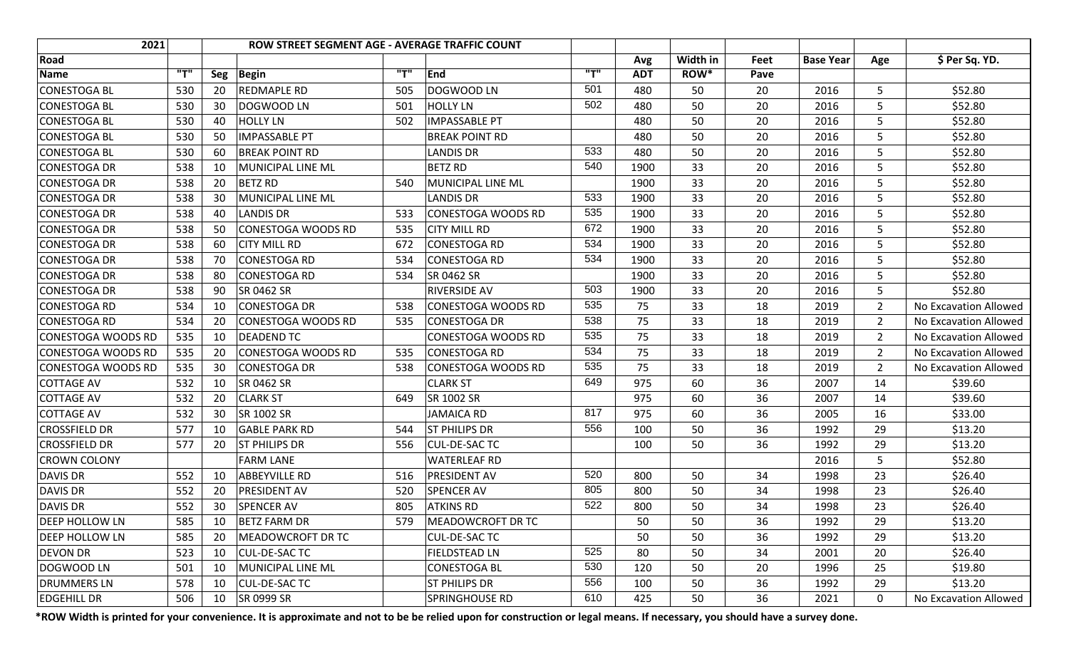| 2021 | | | ROW STREET SEGMENT AGE - AVERAGE TRAFFIC COUNT | | | | | | | | | |
|---|---|---|---|---|---|---|---|---|---|---|---|---|
| Road | | | | | | | Avg | Width in | Feet | Base Year | Age | $ Per Sq. YD. |
| Name | "T" | Seg | Begin | "T" | End | "T" | ADT | ROW* | Pave | | | |
| CONESTOGA BL | 530 | 20 | REDMAPLE RD | 505 | DOGWOOD LN | 501 | 480 | 50 | 20 | 2016 | 5 | $52.80 |
| CONESTOGA BL | 530 | 30 | DOGWOOD LN | 501 | HOLLY LN | 502 | 480 | 50 | 20 | 2016 | 5 | $52.80 |
| CONESTOGA BL | 530 | 40 | HOLLY LN | 502 | IMPASSABLE PT | | 480 | 50 | 20 | 2016 | 5 | $52.80 |
| CONESTOGA BL | 530 | 50 | IMPASSABLE PT | | BREAK POINT RD | | 480 | 50 | 20 | 2016 | 5 | $52.80 |
| CONESTOGA BL | 530 | 60 | BREAK POINT RD | | LANDIS DR | 533 | 480 | 50 | 20 | 2016 | 5 | $52.80 |
| CONESTOGA DR | 538 | 10 | MUNICIPAL LINE ML | | BETZ RD | 540 | 1900 | 33 | 20 | 2016 | 5 | $52.80 |
| CONESTOGA DR | 538 | 20 | BETZ RD | 540 | MUNICIPAL LINE ML | | 1900 | 33 | 20 | 2016 | 5 | $52.80 |
| CONESTOGA DR | 538 | 30 | MUNICIPAL LINE ML | | LANDIS DR | 533 | 1900 | 33 | 20 | 2016 | 5 | $52.80 |
| CONESTOGA DR | 538 | 40 | LANDIS DR | 533 | CONESTOGA WOODS RD | 535 | 1900 | 33 | 20 | 2016 | 5 | $52.80 |
| CONESTOGA DR | 538 | 50 | CONESTOGA WOODS RD | 535 | CITY MILL RD | 672 | 1900 | 33 | 20 | 2016 | 5 | $52.80 |
| CONESTOGA DR | 538 | 60 | CITY MILL RD | 672 | CONESTOGA RD | 534 | 1900 | 33 | 20 | 2016 | 5 | $52.80 |
| CONESTOGA DR | 538 | 70 | CONESTOGA RD | 534 | CONESTOGA RD | 534 | 1900 | 33 | 20 | 2016 | 5 | $52.80 |
| CONESTOGA DR | 538 | 80 | CONESTOGA RD | 534 | SR 0462 SR | | 1900 | 33 | 20 | 2016 | 5 | $52.80 |
| CONESTOGA DR | 538 | 90 | SR 0462 SR | | RIVERSIDE AV | 503 | 1900 | 33 | 20 | 2016 | 5 | $52.80 |
| CONESTOGA RD | 534 | 10 | CONESTOGA DR | 538 | CONESTOGA WOODS RD | 535 | 75 | 33 | 18 | 2019 | 2 | No Excavation Allowed |
| CONESTOGA RD | 534 | 20 | CONESTOGA WOODS RD | 535 | CONESTOGA DR | 538 | 75 | 33 | 18 | 2019 | 2 | No Excavation Allowed |
| CONESTOGA WOODS RD | 535 | 10 | DEADEND TC | | CONESTOGA WOODS RD | 535 | 75 | 33 | 18 | 2019 | 2 | No Excavation Allowed |
| CONESTOGA WOODS RD | 535 | 20 | CONESTOGA WOODS RD | 535 | CONESTOGA RD | 534 | 75 | 33 | 18 | 2019 | 2 | No Excavation Allowed |
| CONESTOGA WOODS RD | 535 | 30 | CONESTOGA DR | 538 | CONESTOGA WOODS RD | 535 | 75 | 33 | 18 | 2019 | 2 | No Excavation Allowed |
| COTTAGE AV | 532 | 10 | SR 0462 SR | | CLARK ST | 649 | 975 | 60 | 36 | 2007 | 14 | $39.60 |
| COTTAGE AV | 532 | 20 | CLARK ST | 649 | SR 1002 SR | | 975 | 60 | 36 | 2007 | 14 | $39.60 |
| COTTAGE AV | 532 | 30 | SR 1002 SR | | JAMAICA RD | 817 | 975 | 60 | 36 | 2005 | 16 | $33.00 |
| CROSSFIELD DR | 577 | 10 | GABLE PARK RD | 544 | ST PHILIPS DR | 556 | 100 | 50 | 36 | 1992 | 29 | $13.20 |
| CROSSFIELD DR | 577 | 20 | ST PHILIPS DR | 556 | CUL-DE-SAC TC | | 100 | 50 | 36 | 1992 | 29 | $13.20 |
| CROWN COLONY | | | FARM LANE | | WATERLEAF RD | | | | | 2016 | 5 | $52.80 |
| DAVIS DR | 552 | 10 | ABBEYVILLE RD | 516 | PRESIDENT AV | 520 | 800 | 50 | 34 | 1998 | 23 | $26.40 |
| DAVIS DR | 552 | 20 | PRESIDENT AV | 520 | SPENCER AV | 805 | 800 | 50 | 34 | 1998 | 23 | $26.40 |
| DAVIS DR | 552 | 30 | SPENCER AV | 805 | ATKINS RD | 522 | 800 | 50 | 34 | 1998 | 23 | $26.40 |
| DEEP HOLLOW LN | 585 | 10 | BETZ FARM DR | 579 | MEADOWCROFT DR TC | | 50 | 50 | 36 | 1992 | 29 | $13.20 |
| DEEP HOLLOW LN | 585 | 20 | MEADOWCROFT DR TC | | CUL-DE-SAC TC | | 50 | 50 | 36 | 1992 | 29 | $13.20 |
| DEVON DR | 523 | 10 | CUL-DE-SAC TC | | FIELDSTEAD LN | 525 | 80 | 50 | 34 | 2001 | 20 | $26.40 |
| DOGWOOD LN | 501 | 10 | MUNICIPAL LINE ML | | CONESTOGA BL | 530 | 120 | 50 | 20 | 1996 | 25 | $19.80 |
| DRUMMERS LN | 578 | 10 | CUL-DE-SAC TC | | ST PHILIPS DR | 556 | 100 | 50 | 36 | 1992 | 29 | $13.20 |
| EDGEHILL DR | 506 | 10 | SR 0999 SR | | SPRINGHOUSE RD | 610 | 425 | 50 | 36 | 2021 | 0 | No Excavation Allowed |

**\*ROW Width is printed for your convenience. It is approximate and not to be be relied upon for construction or legal means. If necessary, you should have a survey done.**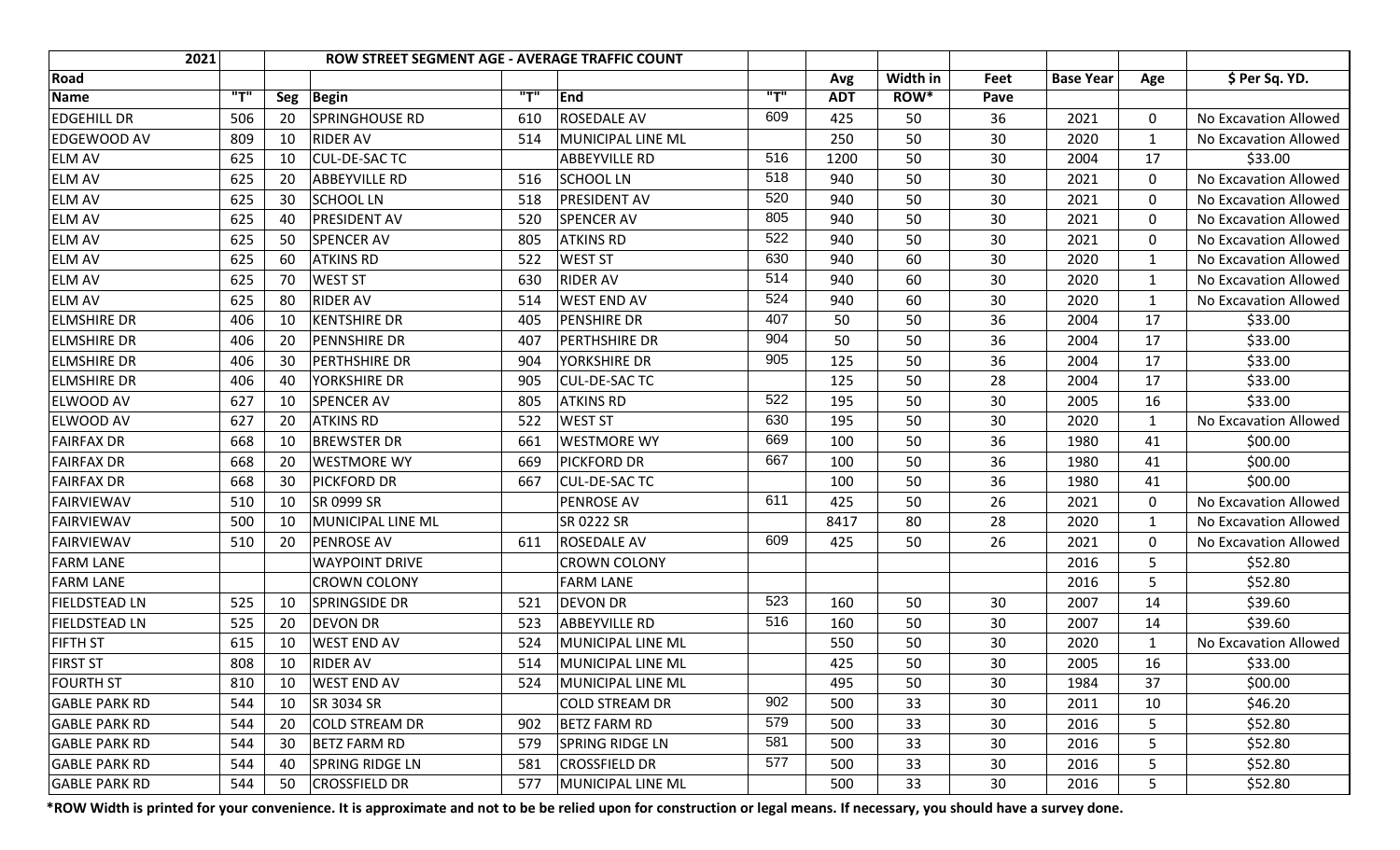| 2021 | | | ROW STREET SEGMENT AGE - AVERAGE TRAFFIC COUNT | | | | | | | | | |
|---|---|---|---|---|---|---|---|---|---|---|---|---|
| Road | | | | | | | Avg | Width in | Feet | Base Year | Age | $ Per Sq. YD. |
| Name | "T" | Seg | Begin | "T" | End | "T" | ADT | ROW* | Pave | | | |
| EDGEHILL DR | 506 | 20 | SPRINGHOUSE RD | 610 | ROSEDALE AV | 609 | 425 | 50 | 36 | 2021 | 0 | No Excavation Allowed |
| EDGEWOOD AV | 809 | 10 | RIDER AV | 514 | MUNICIPAL LINE ML | | 250 | 50 | 30 | 2020 | 1 | No Excavation Allowed |
| ELM AV | 625 | 10 | CUL-DE-SAC TC | | ABBEYVILLE RD | 516 | 1200 | 50 | 30 | 2004 | 17 | $33.00 |
| ELM AV | 625 | 20 | ABBEYVILLE RD | 516 | SCHOOL LN | 518 | 940 | 50 | 30 | 2021 | 0 | No Excavation Allowed |
| ELM AV | 625 | 30 | SCHOOL LN | 518 | PRESIDENT AV | 520 | 940 | 50 | 30 | 2021 | 0 | No Excavation Allowed |
| ELM AV | 625 | 40 | PRESIDENT AV | 520 | SPENCER AV | 805 | 940 | 50 | 30 | 2021 | 0 | No Excavation Allowed |
| ELM AV | 625 | 50 | SPENCER AV | 805 | ATKINS RD | 522 | 940 | 50 | 30 | 2021 | 0 | No Excavation Allowed |
| ELM AV | 625 | 60 | ATKINS RD | 522 | WEST ST | 630 | 940 | 60 | 30 | 2020 | 1 | No Excavation Allowed |
| ELM AV | 625 | 70 | WEST ST | 630 | RIDER AV | 514 | 940 | 60 | 30 | 2020 | 1 | No Excavation Allowed |
| ELM AV | 625 | 80 | RIDER AV | 514 | WEST END AV | 524 | 940 | 60 | 30 | 2020 | 1 | No Excavation Allowed |
| ELMSHIRE DR | 406 | 10 | KENTSHIRE DR | 405 | PENSHIRE DR | 407 | 50 | 50 | 36 | 2004 | 17 | $33.00 |
| ELMSHIRE DR | 406 | 20 | PENNSHIRE DR | 407 | PERTHSHIRE DR | 904 | 50 | 50 | 36 | 2004 | 17 | $33.00 |
| ELMSHIRE DR | 406 | 30 | PERTHSHIRE DR | 904 | YORKSHIRE DR | 905 | 125 | 50 | 36 | 2004 | 17 | $33.00 |
| ELMSHIRE DR | 406 | 40 | YORKSHIRE DR | 905 | CUL-DE-SAC TC | | 125 | 50 | 28 | 2004 | 17 | $33.00 |
| ELWOOD AV | 627 | 10 | SPENCER AV | 805 | ATKINS RD | 522 | 195 | 50 | 30 | 2005 | 16 | $33.00 |
| ELWOOD AV | 627 | 20 | ATKINS RD | 522 | WEST ST | 630 | 195 | 50 | 30 | 2020 | 1 | No Excavation Allowed |
| FAIRFAX DR | 668 | 10 | BREWSTER DR | 661 | WESTMORE WY | 669 | 100 | 50 | 36 | 1980 | 41 | $00.00 |
| FAIRFAX DR | 668 | 20 | WESTMORE WY | 669 | PICKFORD DR | 667 | 100 | 50 | 36 | 1980 | 41 | $00.00 |
| FAIRFAX DR | 668 | 30 | PICKFORD DR | 667 | CUL-DE-SAC TC | | 100 | 50 | 36 | 1980 | 41 | $00.00 |
| FAIRVIEWAV | 510 | 10 | SR 0999 SR | | PENROSE AV | 611 | 425 | 50 | 26 | 2021 | 0 | No Excavation Allowed |
| FAIRVIEWAV | 500 | 10 | MUNICIPAL LINE ML | | SR 0222 SR | | 8417 | 80 | 28 | 2020 | 1 | No Excavation Allowed |
| FAIRVIEWAV | 510 | 20 | PENROSE AV | 611 | ROSEDALE AV | 609 | 425 | 50 | 26 | 2021 | 0 | No Excavation Allowed |
| FARM LANE | | | WAYPOINT DRIVE | | CROWN COLONY | | | | | 2016 | 5 | $52.80 |
| FARM LANE | | | CROWN COLONY | | FARM LANE | | | | | 2016 | 5 | $52.80 |
| FIELDSTEAD LN | 525 | 10 | SPRINGSIDE DR | 521 | DEVON DR | 523 | 160 | 50 | 30 | 2007 | 14 | $39.60 |
| FIELDSTEAD LN | 525 | 20 | DEVON DR | 523 | ABBEYVILLE RD | 516 | 160 | 50 | 30 | 2007 | 14 | $39.60 |
| FIFTH ST | 615 | 10 | WEST END AV | 524 | MUNICIPAL LINE ML | | 550 | 50 | 30 | 2020 | 1 | No Excavation Allowed |
| FIRST ST | 808 | 10 | RIDER AV | 514 | MUNICIPAL LINE ML | | 425 | 50 | 30 | 2005 | 16 | $33.00 |
| FOURTH ST | 810 | 10 | WEST END AV | 524 | MUNICIPAL LINE ML | | 495 | 50 | 30 | 1984 | 37 | $00.00 |
| GABLE PARK RD | 544 | 10 | SR 3034 SR | | COLD STREAM DR | 902 | 500 | 33 | 30 | 2011 | 10 | $46.20 |
| GABLE PARK RD | 544 | 20 | COLD STREAM DR | 902 | BETZ FARM RD | 579 | 500 | 33 | 30 | 2016 | 5 | $52.80 |
| GABLE PARK RD | 544 | 30 | BETZ FARM RD | 579 | SPRING RIDGE LN | 581 | 500 | 33 | 30 | 2016 | 5 | $52.80 |
| GABLE PARK RD | 544 | 40 | SPRING RIDGE LN | 581 | CROSSFIELD DR | 577 | 500 | 33 | 30 | 2016 | 5 | $52.80 |
| GABLE PARK RD | 544 | 50 | CROSSFIELD DR | 577 | MUNICIPAL LINE ML | | 500 | 33 | 30 | 2016 | 5 | $52.80 |

**\*ROW Width is printed for your convenience. It is approximate and not to be be relied upon for construction or legal means. If necessary, you should have a survey done.**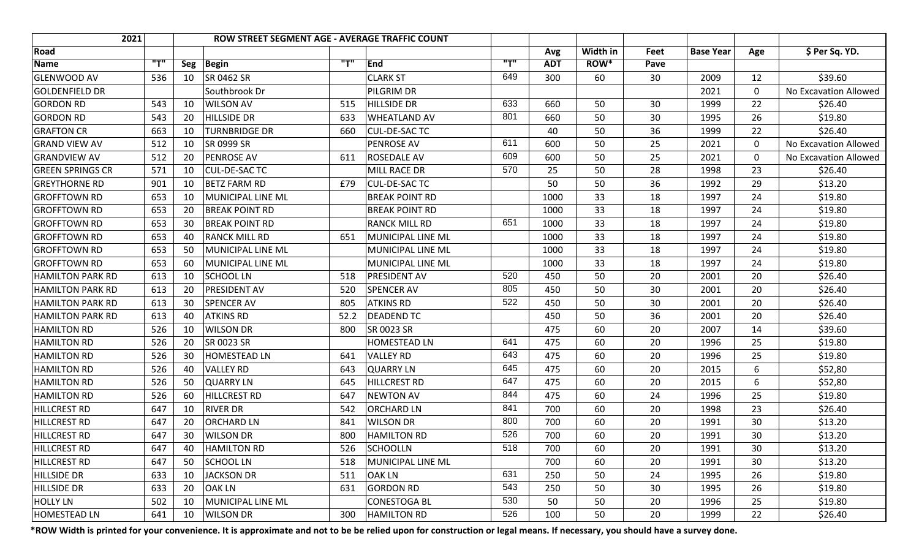| 2021 | | | ROW STREET SEGMENT AGE - AVERAGE TRAFFIC COUNT | | | | | | | | | |
|---|---|---|---|---|---|---|---|---|---|---|---|---|
| Road | | | | | | | Avg | Width in | Feet | Base Year | Age | $ Per Sq. YD. |
| Name | "T" | Seg | Begin | "T" | End | "T" | ADT | ROW* | Pave | | | |
| GLENWOOD AV | 536 | 10 | SR 0462 SR | | CLARK ST | 649 | 300 | 60 | 30 | 2009 | 12 | $39.60 |
| GOLDENFIELD DR | | | Southbrook Dr | | PILGRIM DR | | | | | 2021 | 0 | No Excavation Allowed |
| GORDON RD | 543 | 10 | WILSON AV | 515 | HILLSIDE DR | 633 | 660 | 50 | 30 | 1999 | 22 | $26.40 |
| GORDON RD | 543 | 20 | HILLSIDE DR | 633 | WHEATLAND AV | 801 | 660 | 50 | 30 | 1995 | 26 | $19.80 |
| GRAFTON CR | 663 | 10 | TURNBRIDGE DR | 660 | CUL-DE-SAC TC | | 40 | 50 | 36 | 1999 | 22 | $26.40 |
| GRAND VIEW AV | 512 | 10 | SR 0999 SR | | PENROSE AV | 611 | 600 | 50 | 25 | 2021 | 0 | No Excavation Allowed |
| GRANDVIEW AV | 512 | 20 | PENROSE AV | 611 | ROSEDALE AV | 609 | 600 | 50 | 25 | 2021 | 0 | No Excavation Allowed |
| GREEN SPRINGS CR | 571 | 10 | CUL-DE-SAC TC | | MILL RACE DR | 570 | 25 | 50 | 28 | 1998 | 23 | $26.40 |
| GREYTHORNE RD | 901 | 10 | BETZ FARM RD | £79 | CUL-DE-SAC TC | | 50 | 50 | 36 | 1992 | 29 | $13.20 |
| GROFFTOWN RD | 653 | 10 | MUNICIPAL LINE ML | | BREAK POINT RD | | 1000 | 33 | 18 | 1997 | 24 | $19.80 |
| GROFFTOWN RD | 653 | 20 | BREAK POINT RD | | BREAK POINT RD | | 1000 | 33 | 18 | 1997 | 24 | $19.80 |
| GROFFTOWN RD | 653 | 30 | BREAK POINT RD | | RANCK MILL RD | 651 | 1000 | 33 | 18 | 1997 | 24 | $19.80 |
| GROFFTOWN RD | 653 | 40 | RANCK MILL RD | 651 | MUNICIPAL LINE ML | | 1000 | 33 | 18 | 1997 | 24 | $19.80 |
| GROFFTOWN RD | 653 | 50 | MUNICIPAL LINE ML | | MUNICIPAL LINE ML | | 1000 | 33 | 18 | 1997 | 24 | $19.80 |
| GROFFTOWN RD | 653 | 60 | MUNICIPAL LINE ML | | MUNICIPAL LINE ML | | 1000 | 33 | 18 | 1997 | 24 | $19.80 |
| HAMILTON PARK RD | 613 | 10 | SCHOOL LN | 518 | PRESIDENT AV | 520 | 450 | 50 | 20 | 2001 | 20 | $26.40 |
| HAMILTON PARK RD | 613 | 20 | PRESIDENT AV | 520 | SPENCER AV | 805 | 450 | 50 | 30 | 2001 | 20 | $26.40 |
| HAMILTON PARK RD | 613 | 30 | SPENCER AV | 805 | ATKINS RD | 522 | 450 | 50 | 30 | 2001 | 20 | $26.40 |
| HAMILTON PARK RD | 613 | 40 | ATKINS RD | 52.2 | DEADEND TC | | 450 | 50 | 36 | 2001 | 20 | $26.40 |
| HAMILTON RD | 526 | 10 | WILSON DR | 800 | SR 0023 SR | | 475 | 60 | 20 | 2007 | 14 | $39.60 |
| HAMILTON RD | 526 | 20 | SR 0023 SR | | HOMESTEAD LN | 641 | 475 | 60 | 20 | 1996 | 25 | $19.80 |
| HAMILTON RD | 526 | 30 | HOMESTEAD LN | 641 | VALLEY RD | 643 | 475 | 60 | 20 | 1996 | 25 | $19.80 |
| HAMILTON RD | 526 | 40 | VALLEY RD | 643 | QUARRY LN | 645 | 475 | 60 | 20 | 2015 | 6 | $52,80 |
| HAMILTON RD | 526 | 50 | QUARRY LN | 645 | HILLCREST RD | 647 | 475 | 60 | 20 | 2015 | 6 | $52,80 |
| HAMILTON RD | 526 | 60 | HILLCREST RD | 647 | NEWTON AV | 844 | 475 | 60 | 24 | 1996 | 25 | $19.80 |
| HILLCREST RD | 647 | 10 | RIVER DR | 542 | ORCHARD LN | 841 | 700 | 60 | 20 | 1998 | 23 | $26.40 |
| HILLCREST RD | 647 | 20 | ORCHARD LN | 841 | WILSON DR | 800 | 700 | 60 | 20 | 1991 | 30 | $13.20 |
| HILLCREST RD | 647 | 30 | WILSON DR | 800 | HAMILTON RD | 526 | 700 | 60 | 20 | 1991 | 30 | $13.20 |
| HILLCREST RD | 647 | 40 | HAMILTON RD | 526 | SCHOOLLN | 518 | 700 | 60 | 20 | 1991 | 30 | $13.20 |
| HILLCREST RD | 647 | 50 | SCHOOL LN | 518 | MUNICIPAL LINE ML | | 700 | 60 | 20 | 1991 | 30 | $13.20 |
| HILLSIDE DR | 633 | 10 | JACKSON DR | 511 | OAK LN | 631 | 250 | 50 | 24 | 1995 | 26 | $19.80 |
| HILLSIDE DR | 633 | 20 | OAK LN | 631 | GORDON RD | 543 | 250 | 50 | 30 | 1995 | 26 | $19.80 |
| HOLLY LN | 502 | 10 | MUNICIPAL LINE ML | | CONESTOGA BL | 530 | 50 | 50 | 20 | 1996 | 25 | $19.80 |
| HOMESTEAD LN | 641 | 10 | WILSON DR | 300 | HAMILTON RD | 526 | 100 | 50 | 20 | 1999 | 22 | $26.40 |

**\*ROW Width is printed for your convenience. It is approximate and not to be be relied upon for construction or legal means. If necessary, you should have a survey done.**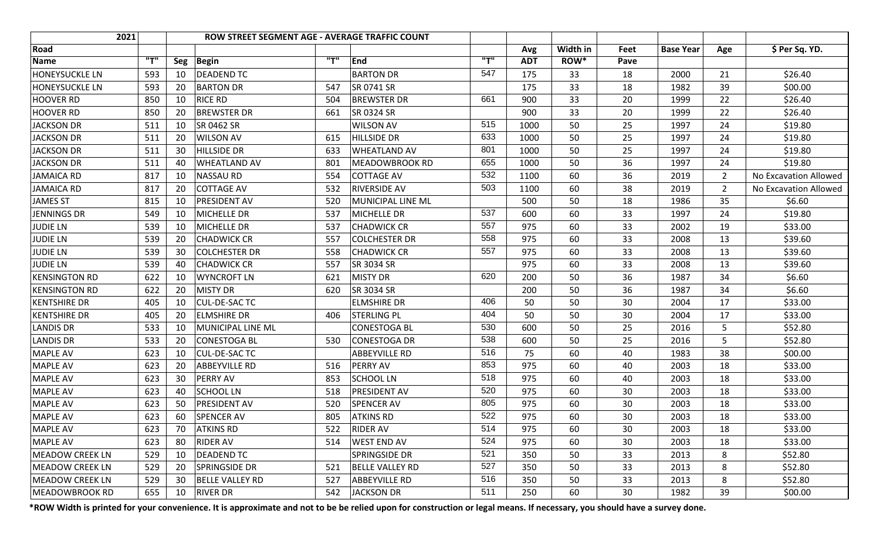| 2021 | | | ROW STREET SEGMENT AGE - AVERAGE TRAFFIC COUNT | | | | | | | | | |
|---|---|---|---|---|---|---|---|---|---|---|---|---|
| Road | | | | | | | Avg | Width in | Feet | Base Year | Age | $ Per Sq. YD. |
| Name | "T" | Seg | Begin | "T" | End | "T" | ADT | ROW* | Pave | | | |
| HONEYSUCKLE LN | 593 | 10 | DEADEND TC | | BARTON DR | 547 | 175 | 33 | 18 | 2000 | 21 | $26.40 |
| HONEYSUCKLE LN | 593 | 20 | BARTON DR | 547 | SR 0741 SR | | 175 | 33 | 18 | 1982 | 39 | $00.00 |
| HOOVER RD | 850 | 10 | RICE RD | 504 | BREWSTER DR | 661 | 900 | 33 | 20 | 1999 | 22 | $26.40 |
| HOOVER RD | 850 | 20 | BREWSTER DR | 661 | SR 0324 SR | | 900 | 33 | 20 | 1999 | 22 | $26.40 |
| JACKSON DR | 511 | 10 | SR 0462 SR | | WILSON AV | 515 | 1000 | 50 | 25 | 1997 | 24 | $19.80 |
| JACKSON DR | 511 | 20 | WILSON AV | 615 | HILLSIDE DR | 633 | 1000 | 50 | 25 | 1997 | 24 | $19.80 |
| JACKSON DR | 511 | 30 | HILLSIDE DR | 633 | WHEATLAND AV | 801 | 1000 | 50 | 25 | 1997 | 24 | $19.80 |
| JACKSON DR | 511 | 40 | WHEATLAND AV | 801 | MEADOWBROOK RD | 655 | 1000 | 50 | 36 | 1997 | 24 | $19.80 |
| JAMAICA RD | 817 | 10 | NASSAU RD | 554 | COTTAGE AV | 532 | 1100 | 60 | 36 | 2019 | 2 | No Excavation Allowed |
| JAMAICA RD | 817 | 20 | COTTAGE AV | 532 | RIVERSIDE AV | 503 | 1100 | 60 | 38 | 2019 | 2 | No Excavation Allowed |
| JAMES ST | 815 | 10 | PRESIDENT AV | 520 | MUNICIPAL LINE ML | | 500 | 50 | 18 | 1986 | 35 | $6.60 |
| JENNINGS DR | 549 | 10 | MICHELLE DR | 537 | MICHELLE DR | 537 | 600 | 60 | 33 | 1997 | 24 | $19.80 |
| JUDIE LN | 539 | 10 | MICHELLE DR | 537 | CHADWICK CR | 557 | 975 | 60 | 33 | 2002 | 19 | $33.00 |
| JUDIE LN | 539 | 20 | CHADWICK CR | 557 | COLCHESTER DR | 558 | 975 | 60 | 33 | 2008 | 13 | $39.60 |
| JUDIE LN | 539 | 30 | COLCHESTER DR | 558 | CHADWICK CR | 557 | 975 | 60 | 33 | 2008 | 13 | $39.60 |
| JUDIE LN | 539 | 40 | CHADWICK CR | 557 | SR 3034 SR | | 975 | 60 | 33 | 2008 | 13 | $39.60 |
| KENSINGTON RD | 622 | 10 | WYNCROFT LN | 621 | MISTY DR | 620 | 200 | 50 | 36 | 1987 | 34 | $6.60 |
| KENSINGTON RD | 622 | 20 | MISTY DR | 620 | SR 3034 SR | | 200 | 50 | 36 | 1987 | 34 | $6.60 |
| KENTSHIRE DR | 405 | 10 | CUL-DE-SAC TC | | ELMSHIRE DR | 406 | 50 | 50 | 30 | 2004 | 17 | $33.00 |
| KENTSHIRE DR | 405 | 20 | ELMSHIRE DR | 406 | STERLING PL | 404 | 50 | 50 | 30 | 2004 | 17 | $33.00 |
| LANDIS DR | 533 | 10 | MUNICIPAL LINE ML | | CONESTOGA BL | 530 | 600 | 50 | 25 | 2016 | 5 | $52.80 |
| LANDIS DR | 533 | 20 | CONESTOGA BL | 530 | CONESTOGA DR | 538 | 600 | 50 | 25 | 2016 | 5 | $52.80 |
| MAPLE AV | 623 | 10 | CUL-DE-SAC TC | | ABBEYVILLE RD | 516 | 75 | 60 | 40 | 1983 | 38 | $00.00 |
| MAPLE AV | 623 | 20 | ABBEYVILLE RD | 516 | PERRY AV | 853 | 975 | 60 | 40 | 2003 | 18 | $33.00 |
| MAPLE AV | 623 | 30 | PERRY AV | 853 | SCHOOL LN | 518 | 975 | 60 | 40 | 2003 | 18 | $33.00 |
| MAPLE AV | 623 | 40 | SCHOOL LN | 518 | PRESIDENT AV | 520 | 975 | 60 | 30 | 2003 | 18 | $33.00 |
| MAPLE AV | 623 | 50 | PRESIDENT AV | 520 | SPENCER AV | 805 | 975 | 60 | 30 | 2003 | 18 | $33.00 |
| MAPLE AV | 623 | 60 | SPENCER AV | 805 | ATKINS RD | 522 | 975 | 60 | 30 | 2003 | 18 | $33.00 |
| MAPLE AV | 623 | 70 | ATKINS RD | 522 | RIDER AV | 514 | 975 | 60 | 30 | 2003 | 18 | $33.00 |
| MAPLE AV | 623 | 80 | RIDER AV | 514 | WEST END AV | 524 | 975 | 60 | 30 | 2003 | 18 | $33.00 |
| MEADOW CREEK LN | 529 | 10 | DEADEND TC | | SPRINGSIDE DR | 521 | 350 | 50 | 33 | 2013 | 8 | $52.80 |
| MEADOW CREEK LN | 529 | 20 | SPRINGSIDE DR | 521 | BELLE VALLEY RD | 527 | 350 | 50 | 33 | 2013 | 8 | $52.80 |
| MEADOW CREEK LN | 529 | 30 | BELLE VALLEY RD | 527 | ABBEYVILLE RD | 516 | 350 | 50 | 33 | 2013 | 8 | $52.80 |
| MEADOWBROOK RD | 655 | 10 | RIVER DR | 542 | JACKSON DR | 511 | 250 | 60 | 30 | 1982 | 39 | $00.00 |

**\*ROW Width is printed for your convenience. It is approximate and not to be be relied upon for construction or legal means. If necessary, you should have a survey done.**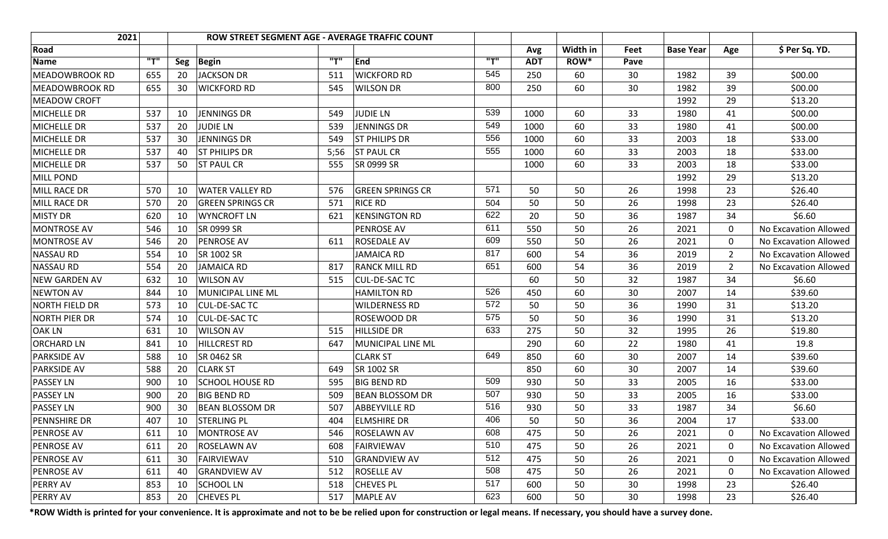| 2021 | | | ROW STREET SEGMENT AGE - AVERAGE TRAFFIC COUNT | | | | | | | | | |
|---|---|---|---|---|---|---|---|---|---|---|---|---|
| Road | | | | | | | Avg | Width in | Feet | Base Year | Age | $ Per Sq. YD. |
| Name | "T" | Seg | Begin | "T" | End | "T" | ADT | ROW* | Pave | | | |
| MEADOWBROOK RD | 655 | 20 | JACKSON DR | 511 | WICKFORD RD | 545 | 250 | 60 | 30 | 1982 | 39 | $00.00 |
| MEADOWBROOK RD | 655 | 30 | WICKFORD RD | 545 | WILSON DR | 800 | 250 | 60 | 30 | 1982 | 39 | $00.00 |
| MEADOW CROFT | | | | | | | | | | 1992 | 29 | $13.20 |
| MICHELLE DR | 537 | 10 | JENNINGS DR | 549 | JUDIE LN | 539 | 1000 | 60 | 33 | 1980 | 41 | $00.00 |
| MICHELLE DR | 537 | 20 | JUDIE LN | 539 | JENNINGS DR | 549 | 1000 | 60 | 33 | 1980 | 41 | $00.00 |
| MICHELLE DR | 537 | 30 | JENNINGS DR | 549 | ST PHILIPS DR | 556 | 1000 | 60 | 33 | 2003 | 18 | $33.00 |
| MICHELLE DR | 537 | 40 | ST PHILIPS DR | 5;56 | ST PAUL CR | 555 | 1000 | 60 | 33 | 2003 | 18 | $33.00 |
| MICHELLE DR | 537 | 50 | ST PAUL CR | 555 | SR 0999 SR | | 1000 | 60 | 33 | 2003 | 18 | $33.00 |
| MILL POND | | | | | | | | | | 1992 | 29 | $13.20 |
| MILL RACE DR | 570 | 10 | WATER VALLEY RD | 576 | GREEN SPRINGS CR | 571 | 50 | 50 | 26 | 1998 | 23 | $26.40 |
| MILL RACE DR | 570 | 20 | GREEN SPRINGS CR | 571 | RICE RD | 504 | 50 | 50 | 26 | 1998 | 23 | $26.40 |
| MISTY DR | 620 | 10 | WYNCROFT LN | 621 | KENSINGTON RD | 622 | 20 | 50 | 36 | 1987 | 34 | $6.60 |
| MONTROSE AV | 546 | 10 | SR 0999 SR | | PENROSE AV | 611 | 550 | 50 | 26 | 2021 | 0 | No Excavation Allowed |
| MONTROSE AV | 546 | 20 | PENROSE AV | 611 | ROSEDALE AV | 609 | 550 | 50 | 26 | 2021 | 0 | No Excavation Allowed |
| NASSAU RD | 554 | 10 | SR 1002 SR | | JAMAICA RD | 817 | 600 | 54 | 36 | 2019 | 2 | No Excavation Allowed |
| NASSAU RD | 554 | 20 | JAMAICA RD | 817 | RANCK MILL RD | 651 | 600 | 54 | 36 | 2019 | 2 | No Excavation Allowed |
| NEW GARDEN AV | 632 | 10 | WILSON AV | 515 | CUL-DE-SAC TC | | 60 | 50 | 32 | 1987 | 34 | $6.60 |
| NEWTON AV | 844 | 10 | MUNICIPAL LINE ML | | HAMILTON RD | 526 | 450 | 60 | 30 | 2007 | 14 | $39.60 |
| NORTH FIELD DR | 573 | 10 | CUL-DE-SAC TC | | WILDERNESS RD | 572 | 50 | 50 | 36 | 1990 | 31 | $13.20 |
| NORTH PIER DR | 574 | 10 | CUL-DE-SAC TC | | ROSEWOOD DR | 575 | 50 | 50 | 36 | 1990 | 31 | $13.20 |
| OAK LN | 631 | 10 | WILSON AV | 515 | HILLSIDE DR | 633 | 275 | 50 | 32 | 1995 | 26 | $19.80 |
| ORCHARD LN | 841 | 10 | HILLCREST RD | 647 | MUNICIPAL LINE ML | | 290 | 60 | 22 | 1980 | 41 | 19.8 |
| PARKSIDE AV | 588 | 10 | SR 0462 SR | | CLARK ST | 649 | 850 | 60 | 30 | 2007 | 14 | $39.60 |
| PARKSIDE AV | 588 | 20 | CLARK ST | 649 | SR 1002 SR | | 850 | 60 | 30 | 2007 | 14 | $39.60 |
| PASSEY LN | 900 | 10 | SCHOOL HOUSE RD | 595 | BIG BEND RD | 509 | 930 | 50 | 33 | 2005 | 16 | $33.00 |
| PASSEY LN | 900 | 20 | BIG BEND RD | 509 | BEAN BLOSSOM DR | 507 | 930 | 50 | 33 | 2005 | 16 | $33.00 |
| PASSEY LN | 900 | 30 | BEAN BLOSSOM DR | 507 | ABBEYVILLE RD | 516 | 930 | 50 | 33 | 1987 | 34 | $6.60 |
| PENNSHIRE DR | 407 | 10 | STERLING PL | 404 | ELMSHIRE DR | 406 | 50 | 50 | 36 | 2004 | 17 | $33.00 |
| PENROSE AV | 611 | 10 | MONTROSE AV | 546 | ROSELAWN AV | 608 | 475 | 50 | 26 | 2021 | 0 | No Excavation Allowed |
| PENROSE AV | 611 | 20 | ROSELAWN AV | 608 | FAIRVIEWAV | 510 | 475 | 50 | 26 | 2021 | 0 | No Excavation Allowed |
| PENROSE AV | 611 | 30 | FAIRVIEWAV | 510 | GRANDVIEW AV | 512 | 475 | 50 | 26 | 2021 | 0 | No Excavation Allowed |
| PENROSE AV | 611 | 40 | GRANDVIEW AV | 512 | ROSELLE AV | 508 | 475 | 50 | 26 | 2021 | 0 | No Excavation Allowed |
| PERRY AV | 853 | 10 | SCHOOL LN | 518 | CHEVES PL | 517 | 600 | 50 | 30 | 1998 | 23 | $26.40 |
| PERRY AV | 853 | 20 | CHEVES PL | 517 | MAPLE AV | 623 | 600 | 50 | 30 | 1998 | 23 | $26.40 |

**\*ROW Width is printed for your convenience. It is approximate and not to be be relied upon for construction or legal means. If necessary, you should have a survey done.**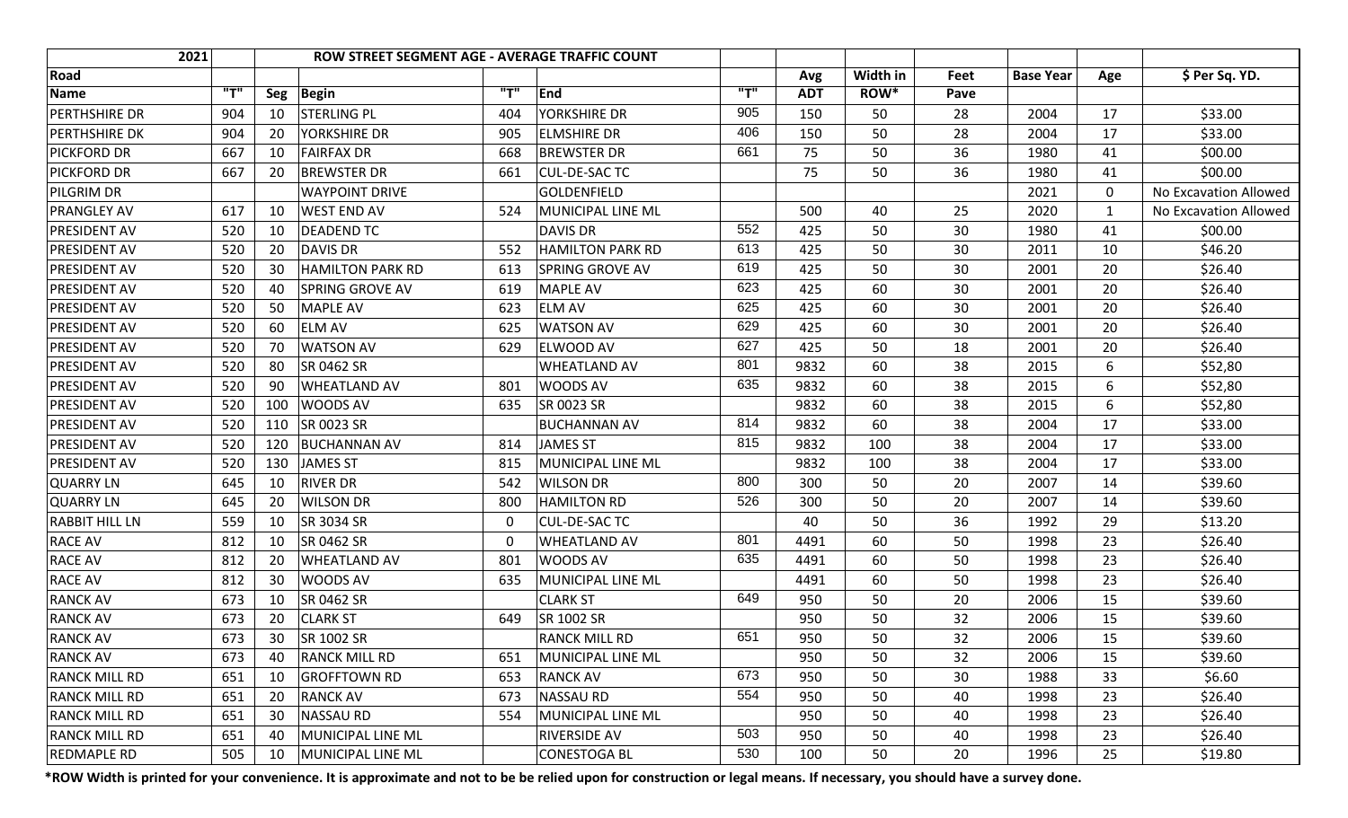| 2021 | | | ROW STREET SEGMENT AGE - AVERAGE TRAFFIC COUNT | | | | | | | | | |
|---|---|---|---|---|---|---|---|---|---|---|---|---|
| Road | | | | | | | Avg | Width in | Feet | Base Year | Age | $ Per Sq. YD. |
| Name | "T" | Seg | Begin | "T" | End | "T" | ADT | ROW* | Pave | | | |
| PERTHSHIRE DR | 904 | 10 | STERLING PL | 404 | YORKSHIRE DR | 905 | 150 | 50 | 28 | 2004 | 17 | $33.00 |
| PERTHSHIRE DK | 904 | 20 | YORKSHIRE DR | 905 | ELMSHIRE DR | 406 | 150 | 50 | 28 | 2004 | 17 | $33.00 |
| PICKFORD DR | 667 | 10 | FAIRFAX DR | 668 | BREWSTER DR | 661 | 75 | 50 | 36 | 1980 | 41 | $00.00 |
| PICKFORD DR | 667 | 20 | BREWSTER DR | 661 | CUL-DE-SAC TC | | 75 | 50 | 36 | 1980 | 41 | $00.00 |
| PILGRIM DR | | | WAYPOINT DRIVE | | GOLDENFIELD | | | | | 2021 | 0 | No Excavation Allowed |
| PRANGLEY AV | 617 | 10 | WEST END AV | 524 | MUNICIPAL LINE ML | | 500 | 40 | 25 | 2020 | 1 | No Excavation Allowed |
| PRESIDENT AV | 520 | 10 | DEADEND TC | | DAVIS DR | 552 | 425 | 50 | 30 | 1980 | 41 | $00.00 |
| PRESIDENT AV | 520 | 20 | DAVIS DR | 552 | HAMILTON PARK RD | 613 | 425 | 50 | 30 | 2011 | 10 | $46.20 |
| PRESIDENT AV | 520 | 30 | HAMILTON PARK RD | 613 | SPRING GROVE AV | 619 | 425 | 50 | 30 | 2001 | 20 | $26.40 |
| PRESIDENT AV | 520 | 40 | SPRING GROVE AV | 619 | MAPLE AV | 623 | 425 | 60 | 30 | 2001 | 20 | $26.40 |
| PRESIDENT AV | 520 | 50 | MAPLE AV | 623 | ELM AV | 625 | 425 | 60 | 30 | 2001 | 20 | $26.40 |
| PRESIDENT AV | 520 | 60 | ELM AV | 625 | WATSON AV | 629 | 425 | 60 | 30 | 2001 | 20 | $26.40 |
| PRESIDENT AV | 520 | 70 | WATSON AV | 629 | ELWOOD AV | 627 | 425 | 50 | 18 | 2001 | 20 | $26.40 |
| PRESIDENT AV | 520 | 80 | SR 0462 SR | | WHEATLAND AV | 801 | 9832 | 60 | 38 | 2015 | 6 | $52,80 |
| PRESIDENT AV | 520 | 90 | WHEATLAND AV | 801 | WOODS AV | 635 | 9832 | 60 | 38 | 2015 | 6 | $52,80 |
| PRESIDENT AV | 520 | 100 | WOODS AV | 635 | SR 0023 SR | | 9832 | 60 | 38 | 2015 | 6 | $52,80 |
| PRESIDENT AV | 520 | 110 | SR 0023 SR | | BUCHANNAN AV | 814 | 9832 | 60 | 38 | 2004 | 17 | $33.00 |
| PRESIDENT AV | 520 | 120 | BUCHANNAN AV | 814 | JAMES ST | 815 | 9832 | 100 | 38 | 2004 | 17 | $33.00 |
| PRESIDENT AV | 520 | 130 | JAMES ST | 815 | MUNICIPAL LINE ML | | 9832 | 100 | 38 | 2004 | 17 | $33.00 |
| QUARRY LN | 645 | 10 | RIVER DR | 542 | WILSON DR | 800 | 300 | 50 | 20 | 2007 | 14 | $39.60 |
| QUARRY LN | 645 | 20 | WILSON DR | 800 | HAMILTON RD | 526 | 300 | 50 | 20 | 2007 | 14 | $39.60 |
| RABBIT HILL LN | 559 | 10 | SR 3034 SR | 0 | CUL-DE-SAC TC | | 40 | 50 | 36 | 1992 | 29 | $13.20 |
| RACE AV | 812 | 10 | SR 0462 SR | 0 | WHEATLAND AV | 801 | 4491 | 60 | 50 | 1998 | 23 | $26.40 |
| RACE AV | 812 | 20 | WHEATLAND AV | 801 | WOODS AV | 635 | 4491 | 60 | 50 | 1998 | 23 | $26.40 |
| RACE AV | 812 | 30 | WOODS AV | 635 | MUNICIPAL LINE ML | | 4491 | 60 | 50 | 1998 | 23 | $26.40 |
| RANCK AV | 673 | 10 | SR 0462 SR | | CLARK ST | 649 | 950 | 50 | 20 | 2006 | 15 | $39.60 |
| RANCK AV | 673 | 20 | CLARK ST | 649 | SR 1002 SR | | 950 | 50 | 32 | 2006 | 15 | $39.60 |
| RANCK AV | 673 | 30 | SR 1002 SR | | RANCK MILL RD | 651 | 950 | 50 | 32 | 2006 | 15 | $39.60 |
| RANCK AV | 673 | 40 | RANCK MILL RD | 651 | MUNICIPAL LINE ML | | 950 | 50 | 32 | 2006 | 15 | $39.60 |
| RANCK MILL RD | 651 | 10 | GROFFTOWN RD | 653 | RANCK AV | 673 | 950 | 50 | 30 | 1988 | 33 | $6.60 |
| RANCK MILL RD | 651 | 20 | RANCK AV | 673 | NASSAU RD | 554 | 950 | 50 | 40 | 1998 | 23 | $26.40 |
| RANCK MILL RD | 651 | 30 | NASSAU RD | 554 | MUNICIPAL LINE ML | | 950 | 50 | 40 | 1998 | 23 | $26.40 |
| RANCK MILL RD | 651 | 40 | MUNICIPAL LINE ML | | RIVERSIDE AV | 503 | 950 | 50 | 40 | 1998 | 23 | $26.40 |
| REDMAPLE RD | 505 | 10 | MUNICIPAL LINE ML | | CONESTOGA BL | 530 | 100 | 50 | 20 | 1996 | 25 | $19.80 |

**\*ROW Width is printed for your convenience. It is approximate and not to be be relied upon for construction or legal means. If necessary, you should have a survey done.**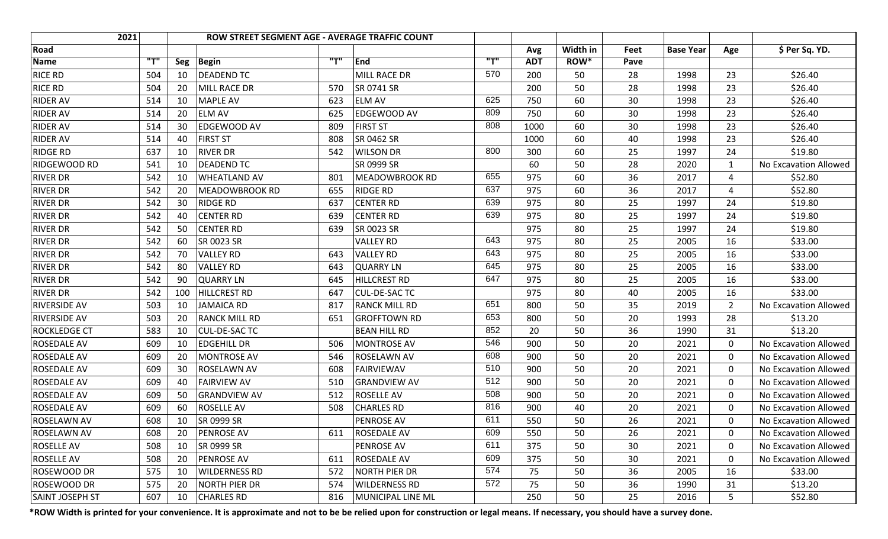| 2021 | | | ROW STREET SEGMENT AGE - AVERAGE TRAFFIC COUNT | | | | | | | | | |
|---|---|---|---|---|---|---|---|---|---|---|---|---|
| Road | | | | | | | Avg | Width in | Feet | Base Year | Age | $ Per Sq. YD. |
| Name | "T" | Seg | Begin | "T" | End | "T" | ADT | ROW* | Pave | | | |
| RICE RD | 504 | 10 | DEADEND TC | | MILL RACE DR | 570 | 200 | 50 | 28 | 1998 | 23 | $26.40 |
| RICE RD | 504 | 20 | MILL RACE DR | 570 | SR 0741 SR | | 200 | 50 | 28 | 1998 | 23 | $26.40 |
| RIDER AV | 514 | 10 | MAPLE AV | 623 | ELM AV | 625 | 750 | 60 | 30 | 1998 | 23 | $26.40 |
| RIDER AV | 514 | 20 | ELM AV | 625 | EDGEWOOD AV | 809 | 750 | 60 | 30 | 1998 | 23 | $26.40 |
| RIDER AV | 514 | 30 | EDGEWOOD AV | 809 | FIRST ST | 808 | 1000 | 60 | 30 | 1998 | 23 | $26.40 |
| RIDER AV | 514 | 40 | FIRST ST | 808 | SR 0462 SR | | 1000 | 60 | 40 | 1998 | 23 | $26.40 |
| RIDGE RD | 637 | 10 | RIVER DR | 542 | WILSON DR | 800 | 300 | 60 | 25 | 1997 | 24 | $19.80 |
| RIDGEWOOD RD | 541 | 10 | DEADEND TC | | SR 0999 SR | | 60 | 50 | 28 | 2020 | 1 | No Excavation Allowed |
| RIVER DR | 542 | 10 | WHEATLAND AV | 801 | MEADOWBROOK RD | 655 | 975 | 60 | 36 | 2017 | 4 | $52.80 |
| RIVER DR | 542 | 20 | MEADOWBROOK RD | 655 | RIDGE RD | 637 | 975 | 60 | 36 | 2017 | 4 | $52.80 |
| RIVER DR | 542 | 30 | RIDGE RD | 637 | CENTER RD | 639 | 975 | 80 | 25 | 1997 | 24 | $19.80 |
| RIVER DR | 542 | 40 | CENTER RD | 639 | CENTER RD | 639 | 975 | 80 | 25 | 1997 | 24 | $19.80 |
| RIVER DR | 542 | 50 | CENTER RD | 639 | SR 0023 SR | | 975 | 80 | 25 | 1997 | 24 | $19.80 |
| RIVER DR | 542 | 60 | SR 0023 SR | | VALLEY RD | 643 | 975 | 80 | 25 | 2005 | 16 | $33.00 |
| RIVER DR | 542 | 70 | VALLEY RD | 643 | VALLEY RD | 643 | 975 | 80 | 25 | 2005 | 16 | $33.00 |
| RIVER DR | 542 | 80 | VALLEY RD | 643 | QUARRY LN | 645 | 975 | 80 | 25 | 2005 | 16 | $33.00 |
| RIVER DR | 542 | 90 | QUARRY LN | 645 | HILLCREST RD | 647 | 975 | 80 | 25 | 2005 | 16 | $33.00 |
| RIVER DR | 542 | 100 | HILLCREST RD | 647 | CUL-DE-SAC TC | | 975 | 80 | 40 | 2005 | 16 | $33.00 |
| RIVERSIDE AV | 503 | 10 | JAMAICA RD | 817 | RANCK MILL RD | 651 | 800 | 50 | 35 | 2019 | 2 | No Excavation Allowed |
| RIVERSIDE AV | 503 | 20 | RANCK MILL RD | 651 | GROFFTOWN RD | 653 | 800 | 50 | 20 | 1993 | 28 | $13.20 |
| ROCKLEDGE CT | 583 | 10 | CUL-DE-SAC TC | | BEAN HILL RD | 852 | 20 | 50 | 36 | 1990 | 31 | $13.20 |
| ROSEDALE AV | 609 | 10 | EDGEHILL DR | 506 | MONTROSE AV | 546 | 900 | 50 | 20 | 2021 | 0 | No Excavation Allowed |
| ROSEDALE AV | 609 | 20 | MONTROSE AV | 546 | ROSELAWN AV | 608 | 900 | 50 | 20 | 2021 | 0 | No Excavation Allowed |
| ROSEDALE AV | 609 | 30 | ROSELAWN AV | 608 | FAIRVIEWAV | 510 | 900 | 50 | 20 | 2021 | 0 | No Excavation Allowed |
| ROSEDALE AV | 609 | 40 | FAIRVIEW AV | 510 | GRANDVIEW AV | 512 | 900 | 50 | 20 | 2021 | 0 | No Excavation Allowed |
| ROSEDALE AV | 609 | 50 | GRANDVIEW AV | 512 | ROSELLE AV | 508 | 900 | 50 | 20 | 2021 | 0 | No Excavation Allowed |
| ROSEDALE AV | 609 | 60 | ROSELLE AV | 508 | CHARLES RD | 816 | 900 | 40 | 20 | 2021 | 0 | No Excavation Allowed |
| ROSELAWN AV | 608 | 10 | SR 0999 SR | | PENROSE AV | 611 | 550 | 50 | 26 | 2021 | 0 | No Excavation Allowed |
| ROSELAWN AV | 608 | 20 | PENROSE AV | 611 | ROSEDALE AV | 609 | 550 | 50 | 26 | 2021 | 0 | No Excavation Allowed |
| ROSELLE AV | 508 | 10 | SR 0999 SR | | PENROSE AV | 611 | 375 | 50 | 30 | 2021 | 0 | No Excavation Allowed |
| ROSELLE AV | 508 | 20 | PENROSE AV | 611 | ROSEDALE AV | 609 | 375 | 50 | 30 | 2021 | 0 | No Excavation Allowed |
| ROSEWOOD DR | 575 | 10 | WILDERNESS RD | 572 | NORTH PIER DR | 574 | 75 | 50 | 36 | 2005 | 16 | $33.00 |
| ROSEWOOD DR | 575 | 20 | NORTH PIER DR | 574 | WILDERNESS RD | 572 | 75 | 50 | 36 | 1990 | 31 | $13.20 |
| SAINT JOSEPH ST | 607 | 10 | CHARLES RD | 816 | MUNICIPAL LINE ML | | 250 | 50 | 25 | 2016 | 5 | $52.80 |

**\*ROW Width is printed for your convenience. It is approximate and not to be be relied upon for construction or legal means. If necessary, you should have a survey done.**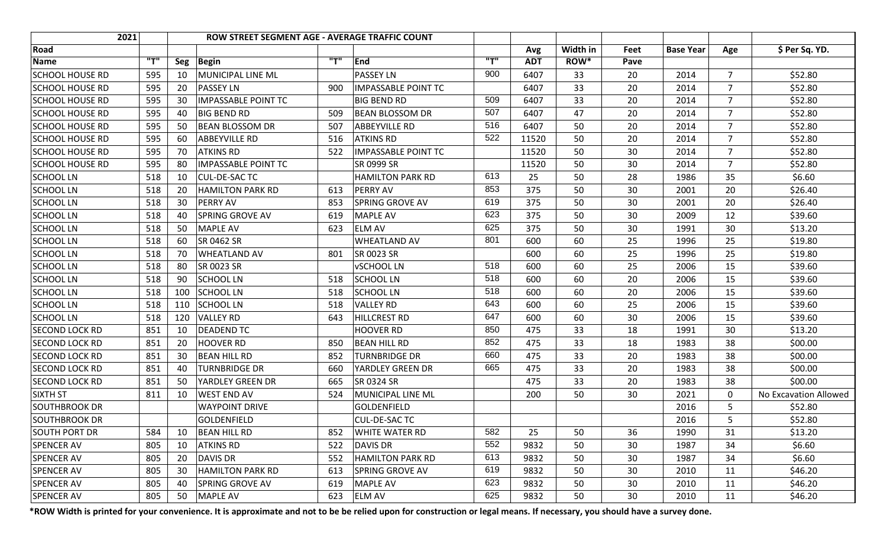| 2021 | | | ROW STREET SEGMENT AGE - AVERAGE TRAFFIC COUNT | | | | | | | | | |
|---|---|---|---|---|---|---|---|---|---|---|---|---|
| Road | | | | | | | Avg | Width in | Feet | Base Year | Age | $ Per Sq. YD. |
| Name | "T" | Seg | Begin | "T" | End | "T" | ADT | ROW* | Pave | | | |
| SCHOOL HOUSE RD | 595 | 10 | MUNICIPAL LINE ML | | PASSEY LN | 900 | 6407 | 33 | 20 | 2014 | 7 | $52.80 |
| SCHOOL HOUSE RD | 595 | 20 | PASSEY LN | 900 | IMPASSABLE POINT TC | | 6407 | 33 | 20 | 2014 | 7 | $52.80 |
| SCHOOL HOUSE RD | 595 | 30 | IMPASSABLE POINT TC | | BIG BEND RD | 509 | 6407 | 33 | 20 | 2014 | 7 | $52.80 |
| SCHOOL HOUSE RD | 595 | 40 | BIG BEND RD | 509 | BEAN BLOSSOM DR | 507 | 6407 | 47 | 20 | 2014 | 7 | $52.80 |
| SCHOOL HOUSE RD | 595 | 50 | BEAN BLOSSOM DR | 507 | ABBEYVILLE RD | 516 | 6407 | 50 | 20 | 2014 | 7 | $52.80 |
| SCHOOL HOUSE RD | 595 | 60 | ABBEYVILLE RD | 516 | ATKINS RD | 522 | 11520 | 50 | 20 | 2014 | 7 | $52.80 |
| SCHOOL HOUSE RD | 595 | 70 | ATKINS RD | 522 | IMPASSABLE POINT TC | | 11520 | 50 | 30 | 2014 | 7 | $52.80 |
| SCHOOL HOUSE RD | 595 | 80 | IMPASSABLE POINT TC | | SR 0999 SR | | 11520 | 50 | 30 | 2014 | 7 | $52.80 |
| SCHOOL LN | 518 | 10 | CUL-DE-SAC TC | | HAMILTON PARK RD | 613 | 25 | 50 | 28 | 1986 | 35 | $6.60 |
| SCHOOL LN | 518 | 20 | HAMILTON PARK RD | 613 | PERRY AV | 853 | 375 | 50 | 30 | 2001 | 20 | $26.40 |
| SCHOOL LN | 518 | 30 | PERRY AV | 853 | SPRING GROVE AV | 619 | 375 | 50 | 30 | 2001 | 20 | $26.40 |
| SCHOOL LN | 518 | 40 | SPRING GROVE AV | 619 | MAPLE AV | 623 | 375 | 50 | 30 | 2009 | 12 | $39.60 |
| SCHOOL LN | 518 | 50 | MAPLE AV | 623 | ELM AV | 625 | 375 | 50 | 30 | 1991 | 30 | $13.20 |
| SCHOOL LN | 518 | 60 | SR 0462 SR | | WHEATLAND AV | 801 | 600 | 60 | 25 | 1996 | 25 | $19.80 |
| SCHOOL LN | 518 | 70 | WHEATLAND AV | 801 | SR 0023 SR | | 600 | 60 | 25 | 1996 | 25 | $19.80 |
| SCHOOL LN | 518 | 80 | SR 0023 SR | | vSCHOOL LN | 518 | 600 | 60 | 25 | 2006 | 15 | $39.60 |
| SCHOOL LN | 518 | 90 | SCHOOL LN | 518 | SCHOOL LN | 518 | 600 | 60 | 20 | 2006 | 15 | $39.60 |
| SCHOOL LN | 518 | 100 | SCHOOL LN | 518 | SCHOOL LN | 518 | 600 | 60 | 20 | 2006 | 15 | $39.60 |
| SCHOOL LN | 518 | 110 | SCHOOL LN | 518 | VALLEY RD | 643 | 600 | 60 | 25 | 2006 | 15 | $39.60 |
| SCHOOL LN | 518 | 120 | VALLEY RD | 643 | HILLCREST RD | 647 | 600 | 60 | 30 | 2006 | 15 | $39.60 |
| SECOND LOCK RD | 851 | 10 | DEADEND TC | | HOOVER RD | 850 | 475 | 33 | 18 | 1991 | 30 | $13.20 |
| SECOND LOCK RD | 851 | 20 | HOOVER RD | 850 | BEAN HILL RD | 852 | 475 | 33 | 18 | 1983 | 38 | $00.00 |
| SECOND LOCK RD | 851 | 30 | BEAN HILL RD | 852 | TURNBRIDGE DR | 660 | 475 | 33 | 20 | 1983 | 38 | $00.00 |
| SECOND LOCK RD | 851 | 40 | TURNBRIDGE DR | 660 | YARDLEY GREEN DR | 665 | 475 | 33 | 20 | 1983 | 38 | $00.00 |
| SECOND LOCK RD | 851 | 50 | YARDLEY GREEN DR | 665 | SR 0324 SR | | 475 | 33 | 20 | 1983 | 38 | $00.00 |
| SIXTH ST | 811 | 10 | WEST END AV | 524 | MUNICIPAL LINE ML | | 200 | 50 | 30 | 2021 | 0 | No Excavation Allowed |
| SOUTHBROOK DR | | | WAYPOINT DRIVE | | GOLDENFIELD | | | | | 2016 | 5 | $52.80 |
| SOUTHBROOK DR | | | GOLDENFIELD | | CUL-DE-SAC TC | | | | | 2016 | 5 | $52.80 |
| SOUTH PORT DR | 584 | 10 | BEAN HILL RD | 852 | WHITE WATER RD | 582 | 25 | 50 | 36 | 1990 | 31 | $13.20 |
| SPENCER AV | 805 | 10 | ATKINS RD | 522 | DAVIS DR | 552 | 9832 | 50 | 30 | 1987 | 34 | $6.60 |
| SPENCER AV | 805 | 20 | DAVIS DR | 552 | HAMILTON PARK RD | 613 | 9832 | 50 | 30 | 1987 | 34 | $6.60 |
| SPENCER AV | 805 | 30 | HAMILTON PARK RD | 613 | SPRING GROVE AV | 619 | 9832 | 50 | 30 | 2010 | 11 | $46.20 |
| SPENCER AV | 805 | 40 | SPRING GROVE AV | 619 | MAPLE AV | 623 | 9832 | 50 | 30 | 2010 | 11 | $46.20 |
| SPENCER AV | 805 | 50 | MAPLE AV | 623 | ELM AV | 625 | 9832 | 50 | 30 | 2010 | 11 | $46.20 |

**\*ROW Width is printed for your convenience. It is approximate and not to be be relied upon for construction or legal means. If necessary, you should have a survey done.**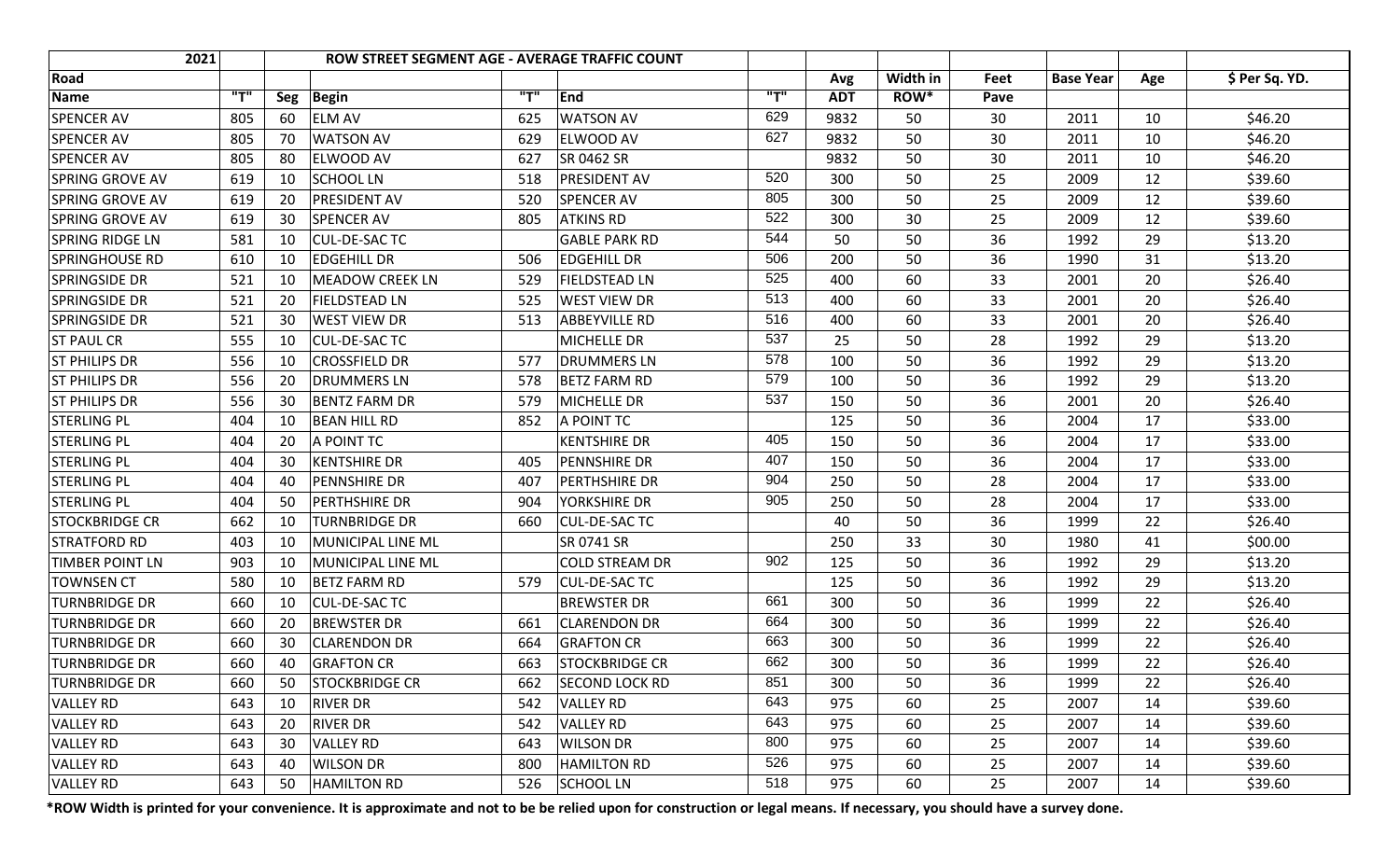| 2021 | | | ROW STREET SEGMENT AGE - AVERAGE TRAFFIC COUNT | | | | | | | | | |
|---|---|---|---|---|---|---|---|---|---|---|---|---|
| Road | | | | | | | Avg | Width in | Feet | Base Year | Age | $ Per Sq. YD. |
| Name | "T" | Seg | Begin | "T" | End | "T" | ADT | ROW* | Pave | | | |
| SPENCER AV | 805 | 60 | ELM AV | 625 | WATSON AV | 629 | 9832 | 50 | 30 | 2011 | 10 | $46.20 |
| SPENCER AV | 805 | 70 | WATSON AV | 629 | ELWOOD AV | 627 | 9832 | 50 | 30 | 2011 | 10 | $46.20 |
| SPENCER AV | 805 | 80 | ELWOOD AV | 627 | SR 0462 SR | | 9832 | 50 | 30 | 2011 | 10 | $46.20 |
| SPRING GROVE AV | 619 | 10 | SCHOOL LN | 518 | PRESIDENT AV | 520 | 300 | 50 | 25 | 2009 | 12 | $39.60 |
| SPRING GROVE AV | 619 | 20 | PRESIDENT AV | 520 | SPENCER AV | 805 | 300 | 50 | 25 | 2009 | 12 | $39.60 |
| SPRING GROVE AV | 619 | 30 | SPENCER AV | 805 | ATKINS RD | 522 | 300 | 30 | 25 | 2009 | 12 | $39.60 |
| SPRING RIDGE LN | 581 | 10 | CUL-DE-SAC TC | | GABLE PARK RD | 544 | 50 | 50 | 36 | 1992 | 29 | $13.20 |
| SPRINGHOUSE RD | 610 | 10 | EDGEHILL DR | 506 | EDGEHILL DR | 506 | 200 | 50 | 36 | 1990 | 31 | $13.20 |
| SPRINGSIDE DR | 521 | 10 | MEADOW CREEK LN | 529 | FIELDSTEAD LN | 525 | 400 | 60 | 33 | 2001 | 20 | $26.40 |
| SPRINGSIDE DR | 521 | 20 | FIELDSTEAD LN | 525 | WEST VIEW DR | 513 | 400 | 60 | 33 | 2001 | 20 | $26.40 |
| SPRINGSIDE DR | 521 | 30 | WEST VIEW DR | 513 | ABBEYVILLE RD | 516 | 400 | 60 | 33 | 2001 | 20 | $26.40 |
| ST PAUL CR | 555 | 10 | CUL-DE-SAC TC | | MICHELLE DR | 537 | 25 | 50 | 28 | 1992 | 29 | $13.20 |
| ST PHILIPS DR | 556 | 10 | CROSSFIELD DR | 577 | DRUMMERS LN | 578 | 100 | 50 | 36 | 1992 | 29 | $13.20 |
| ST PHILIPS DR | 556 | 20 | DRUMMERS LN | 578 | BETZ FARM RD | 579 | 100 | 50 | 36 | 1992 | 29 | $13.20 |
| ST PHILIPS DR | 556 | 30 | BENTZ FARM DR | 579 | MICHELLE DR | 537 | 150 | 50 | 36 | 2001 | 20 | $26.40 |
| STERLING PL | 404 | 10 | BEAN HILL RD | 852 | A POINT TC | | 125 | 50 | 36 | 2004 | 17 | $33.00 |
| STERLING PL | 404 | 20 | A POINT TC | | KENTSHIRE DR | 405 | 150 | 50 | 36 | 2004 | 17 | $33.00 |
| STERLING PL | 404 | 30 | KENTSHIRE DR | 405 | PENNSHIRE DR | 407 | 150 | 50 | 36 | 2004 | 17 | $33.00 |
| STERLING PL | 404 | 40 | PENNSHIRE DR | 407 | PERTHSHIRE DR | 904 | 250 | 50 | 28 | 2004 | 17 | $33.00 |
| STERLING PL | 404 | 50 | PERTHSHIRE DR | 904 | YORKSHIRE DR | 905 | 250 | 50 | 28 | 2004 | 17 | $33.00 |
| STOCKBRIDGE CR | 662 | 10 | TURNBRIDGE DR | 660 | CUL-DE-SAC TC | | 40 | 50 | 36 | 1999 | 22 | $26.40 |
| STRATFORD RD | 403 | 10 | MUNICIPAL LINE ML | | SR 0741 SR | | 250 | 33 | 30 | 1980 | 41 | $00.00 |
| TIMBER POINT LN | 903 | 10 | MUNICIPAL LINE ML | | COLD STREAM DR | 902 | 125 | 50 | 36 | 1992 | 29 | $13.20 |
| TOWNSEN CT | 580 | 10 | BETZ FARM RD | 579 | CUL-DE-SAC TC | | 125 | 50 | 36 | 1992 | 29 | $13.20 |
| TURNBRIDGE DR | 660 | 10 | CUL-DE-SAC TC | | BREWSTER DR | 661 | 300 | 50 | 36 | 1999 | 22 | $26.40 |
| TURNBRIDGE DR | 660 | 20 | BREWSTER DR | 661 | CLARENDON DR | 664 | 300 | 50 | 36 | 1999 | 22 | $26.40 |
| TURNBRIDGE DR | 660 | 30 | CLARENDON DR | 664 | GRAFTON CR | 663 | 300 | 50 | 36 | 1999 | 22 | $26.40 |
| TURNBRIDGE DR | 660 | 40 | GRAFTON CR | 663 | STOCKBRIDGE CR | 662 | 300 | 50 | 36 | 1999 | 22 | $26.40 |
| TURNBRIDGE DR | 660 | 50 | STOCKBRIDGE CR | 662 | SECOND LOCK RD | 851 | 300 | 50 | 36 | 1999 | 22 | $26.40 |
| VALLEY RD | 643 | 10 | RIVER DR | 542 | VALLEY RD | 643 | 975 | 60 | 25 | 2007 | 14 | $39.60 |
| VALLEY RD | 643 | 20 | RIVER DR | 542 | VALLEY RD | 643 | 975 | 60 | 25 | 2007 | 14 | $39.60 |
| VALLEY RD | 643 | 30 | VALLEY RD | 643 | WILSON DR | 800 | 975 | 60 | 25 | 2007 | 14 | $39.60 |
| VALLEY RD | 643 | 40 | WILSON DR | 800 | HAMILTON RD | 526 | 975 | 60 | 25 | 2007 | 14 | $39.60 |
| VALLEY RD | 643 | 50 | HAMILTON RD | 526 | SCHOOL LN | 518 | 975 | 60 | 25 | 2007 | 14 | $39.60 |

**\*ROW Width is printed for your convenience. It is approximate and not to be be relied upon for construction or legal means. If necessary, you should have a survey done.**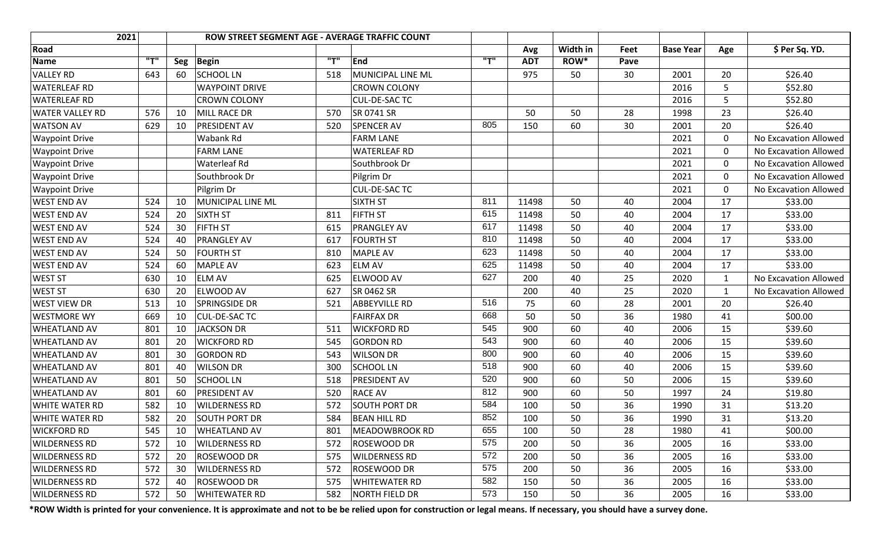| 2021 | | | ROW STREET SEGMENT AGE - AVERAGE TRAFFIC COUNT | | | | | | | | | |
|---|---|---|---|---|---|---|---|---|---|---|---|---|
| Road | | | | | | | Avg | Width in | Feet | Base Year | Age | $ Per Sq. YD. |
| Name | "T" | Seg | Begin | "T" | End | "T" | ADT | ROW* | Pave | | | |
| VALLEY RD | 643 | 60 | SCHOOL LN | 518 | MUNICIPAL LINE ML | | 975 | 50 | 30 | 2001 | 20 | $26.40 |
| WATERLEAF RD | | | WAYPOINT DRIVE | | CROWN COLONY | | | | | 2016 | 5 | $52.80 |
| WATERLEAF RD | | | CROWN COLONY | | CUL-DE-SAC TC | | | | | 2016 | 5 | $52.80 |
| WATER VALLEY RD | 576 | 10 | MILL RACE DR | 570 | SR 0741 SR | | 50 | 50 | 28 | 1998 | 23 | $26.40 |
| WATSON AV | 629 | 10 | PRESIDENT AV | 520 | SPENCER AV | 805 | 150 | 60 | 30 | 2001 | 20 | $26.40 |
| Waypoint Drive | | | Wabank Rd | | FARM LANE | | | | | 2021 | 0 | No Excavation Allowed |
| Waypoint Drive | | | FARM LANE | | WATERLEAF RD | | | | | 2021 | 0 | No Excavation Allowed |
| Waypoint Drive | | | Waterleaf Rd | | Southbrook Dr | | | | | 2021 | 0 | No Excavation Allowed |
| Waypoint Drive | | | Southbrook Dr | | Pilgrim Dr | | | | | 2021 | 0 | No Excavation Allowed |
| Waypoint Drive | | | Pilgrim Dr | | CUL-DE-SAC TC | | | | | 2021 | 0 | No Excavation Allowed |
| WEST END AV | 524 | 10 | MUNICIPAL LINE ML | | SIXTH ST | 811 | 11498 | 50 | 40 | 2004 | 17 | $33.00 |
| WEST END AV | 524 | 20 | SIXTH ST | 811 | FIFTH ST | 615 | 11498 | 50 | 40 | 2004 | 17 | $33.00 |
| WEST END AV | 524 | 30 | FIFTH ST | 615 | PRANGLEY AV | 617 | 11498 | 50 | 40 | 2004 | 17 | $33.00 |
| WEST END AV | 524 | 40 | PRANGLEY AV | 617 | FOURTH ST | 810 | 11498 | 50 | 40 | 2004 | 17 | $33.00 |
| WEST END AV | 524 | 50 | FOURTH ST | 810 | MAPLE AV | 623 | 11498 | 50 | 40 | 2004 | 17 | $33.00 |
| WEST END AV | 524 | 60 | MAPLE AV | 623 | ELM AV | 625 | 11498 | 50 | 40 | 2004 | 17 | $33.00 |
| WEST ST | 630 | 10 | ELM AV | 625 | ELWOOD AV | 627 | 200 | 40 | 25 | 2020 | 1 | No Excavation Allowed |
| WEST ST | 630 | 20 | ELWOOD AV | 627 | SR 0462 SR | | 200 | 40 | 25 | 2020 | 1 | No Excavation Allowed |
| WEST VIEW DR | 513 | 10 | SPRINGSIDE DR | 521 | ABBEYVILLE RD | 516 | 75 | 60 | 28 | 2001 | 20 | $26.40 |
| WESTMORE WY | 669 | 10 | CUL-DE-SAC TC | | FAIRFAX DR | 668 | 50 | 50 | 36 | 1980 | 41 | $00.00 |
| WHEATLAND AV | 801 | 10 | JACKSON DR | 511 | WICKFORD RD | 545 | 900 | 60 | 40 | 2006 | 15 | $39.60 |
| WHEATLAND AV | 801 | 20 | WICKFORD RD | 545 | GORDON RD | 543 | 900 | 60 | 40 | 2006 | 15 | $39.60 |
| WHEATLAND AV | 801 | 30 | GORDON RD | 543 | WILSON DR | 800 | 900 | 60 | 40 | 2006 | 15 | $39.60 |
| WHEATLAND AV | 801 | 40 | WILSON DR | 300 | SCHOOL LN | 518 | 900 | 60 | 40 | 2006 | 15 | $39.60 |
| WHEATLAND AV | 801 | 50 | SCHOOL LN | 518 | PRESIDENT AV | 520 | 900 | 60 | 50 | 2006 | 15 | $39.60 |
| WHEATLAND AV | 801 | 60 | PRESIDENT AV | 520 | RACE AV | 812 | 900 | 60 | 50 | 1997 | 24 | $19.80 |
| WHITE WATER RD | 582 | 10 | WILDERNESS RD | 572 | SOUTH PORT DR | 584 | 100 | 50 | 36 | 1990 | 31 | $13.20 |
| WHITE WATER RD | 582 | 20 | SOUTH PORT DR | 584 | BEAN HILL RD | 852 | 100 | 50 | 36 | 1990 | 31 | $13.20 |
| WICKFORD RD | 545 | 10 | WHEATLAND AV | 801 | MEADOWBROOK RD | 655 | 100 | 50 | 28 | 1980 | 41 | $00.00 |
| WILDERNESS RD | 572 | 10 | WILDERNESS RD | 572 | ROSEWOOD DR | 575 | 200 | 50 | 36 | 2005 | 16 | $33.00 |
| WILDERNESS RD | 572 | 20 | ROSEWOOD DR | 575 | WILDERNESS RD | 572 | 200 | 50 | 36 | 2005 | 16 | $33.00 |
| WILDERNESS RD | 572 | 30 | WILDERNESS RD | 572 | ROSEWOOD DR | 575 | 200 | 50 | 36 | 2005 | 16 | $33.00 |
| WILDERNESS RD | 572 | 40 | ROSEWOOD DR | 575 | WHITEWATER RD | 582 | 150 | 50 | 36 | 2005 | 16 | $33.00 |
| WILDERNESS RD | 572 | 50 | WHITEWATER RD | 582 | NORTH FIELD DR | 573 | 150 | 50 | 36 | 2005 | 16 | $33.00 |

**\*ROW Width is printed for your convenience. It is approximate and not to be be relied upon for construction or legal means. If necessary, you should have a survey done.**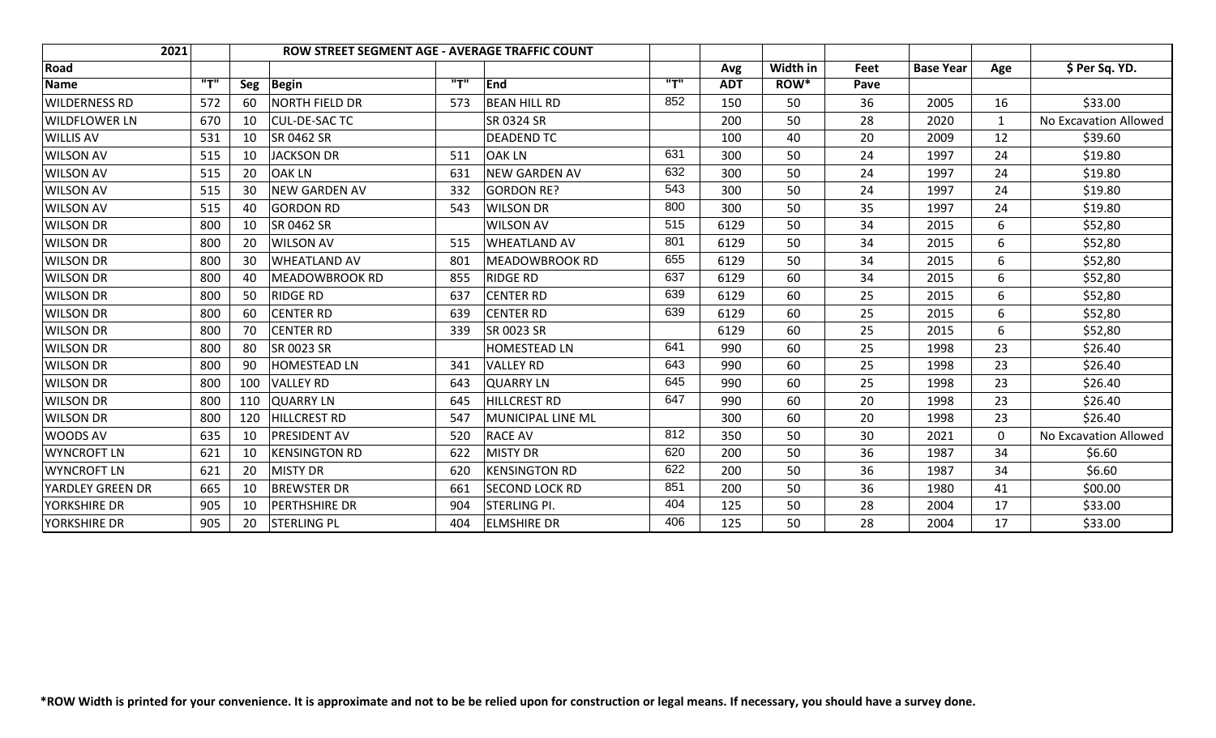| 2021 | | | ROW STREET SEGMENT AGE - AVERAGE TRAFFIC COUNT | | | | | | | | | |
|---|---|---|---|---|---|---|---|---|---|---|---|---|
| Road | | | | | | | Avg | Width in | Feet | Base Year | Age | $ Per Sq. YD. |
| Name | "T" | Seg | Begin | "T" | End | "T" | ADT | ROW* | Pave | | | |
| WILDERNESS RD | 572 | 60 | NORTH FIELD DR | 573 | BEAN HILL RD | 852 | 150 | 50 | 36 | 2005 | 16 | $33.00 |
| WILDFLOWER LN | 670 | 10 | CUL-DE-SAC TC | | SR 0324 SR | | 200 | 50 | 28 | 2020 | 1 | No Excavation Allowed |
| WILLIS AV | 531 | 10 | SR 0462 SR | | DEADEND TC | | 100 | 40 | 20 | 2009 | 12 | $39.60 |
| WILSON AV | 515 | 10 | JACKSON DR | 511 | OAK LN | 631 | 300 | 50 | 24 | 1997 | 24 | $19.80 |
| WILSON AV | 515 | 20 | OAK LN | 631 | NEW GARDEN AV | 632 | 300 | 50 | 24 | 1997 | 24 | $19.80 |
| WILSON AV | 515 | 30 | NEW GARDEN AV | 332 | GORDON RE? | 543 | 300 | 50 | 24 | 1997 | 24 | $19.80 |
| WILSON AV | 515 | 40 | GORDON RD | 543 | WILSON DR | 800 | 300 | 50 | 35 | 1997 | 24 | $19.80 |
| WILSON DR | 800 | 10 | SR 0462 SR | | WILSON AV | 515 | 6129 | 50 | 34 | 2015 | 6 | $52,80 |
| WILSON DR | 800 | 20 | WILSON AV | 515 | WHEATLAND AV | 801 | 6129 | 50 | 34 | 2015 | 6 | $52,80 |
| WILSON DR | 800 | 30 | WHEATLAND AV | 801 | MEADOWBROOK RD | 655 | 6129 | 50 | 34 | 2015 | 6 | $52,80 |
| WILSON DR | 800 | 40 | MEADOWBROOK RD | 855 | RIDGE RD | 637 | 6129 | 60 | 34 | 2015 | 6 | $52,80 |
| WILSON DR | 800 | 50 | RIDGE RD | 637 | CENTER RD | 639 | 6129 | 60 | 25 | 2015 | 6 | $52,80 |
| WILSON DR | 800 | 60 | CENTER RD | 639 | CENTER RD | 639 | 6129 | 60 | 25 | 2015 | 6 | $52,80 |
| WILSON DR | 800 | 70 | CENTER RD | 339 | SR 0023 SR | | 6129 | 60 | 25 | 2015 | 6 | $52,80 |
| WILSON DR | 800 | 80 | SR 0023 SR | | HOMESTEAD LN | 641 | 990 | 60 | 25 | 1998 | 23 | $26.40 |
| WILSON DR | 800 | 90 | HOMESTEAD LN | 341 | VALLEY RD | 643 | 990 | 60 | 25 | 1998 | 23 | $26.40 |
| WILSON DR | 800 | 100 | VALLEY RD | 643 | QUARRY LN | 645 | 990 | 60 | 25 | 1998 | 23 | $26.40 |
| WILSON DR | 800 | 110 | QUARRY LN | 645 | HILLCREST RD | 647 | 990 | 60 | 20 | 1998 | 23 | $26.40 |
| WILSON DR | 800 | 120 | HILLCREST RD | 547 | MUNICIPAL LINE ML | | 300 | 60 | 20 | 1998 | 23 | $26.40 |
| WOODS AV | 635 | 10 | PRESIDENT AV | 520 | RACE AV | 812 | 350 | 50 | 30 | 2021 | 0 | No Excavation Allowed |
| WYNCROFT LN | 621 | 10 | KENSINGTON RD | 622 | MISTY DR | 620 | 200 | 50 | 36 | 1987 | 34 | $6.60 |
| WYNCROFT LN | 621 | 20 | MISTY DR | 620 | KENSINGTON RD | 622 | 200 | 50 | 36 | 1987 | 34 | $6.60 |
| YARDLEY GREEN DR | 665 | 10 | BREWSTER DR | 661 | SECOND LOCK RD | 851 | 200 | 50 | 36 | 1980 | 41 | $00.00 |
| YORKSHIRE DR | 905 | 10 | PERTHSHIRE DR | 904 | STERLING PI. | 404 | 125 | 50 | 28 | 2004 | 17 | $33.00 |
| YORKSHIRE DR | 905 | 20 | STERLING PL | 404 | ELMSHIRE DR | 406 | 125 | 50 | 28 | 2004 | 17 | $33.00 |

**\*ROW Width is printed for your convenience. It is approximate and not to be be relied upon for construction or legal means. If necessary, you should have a survey done.**